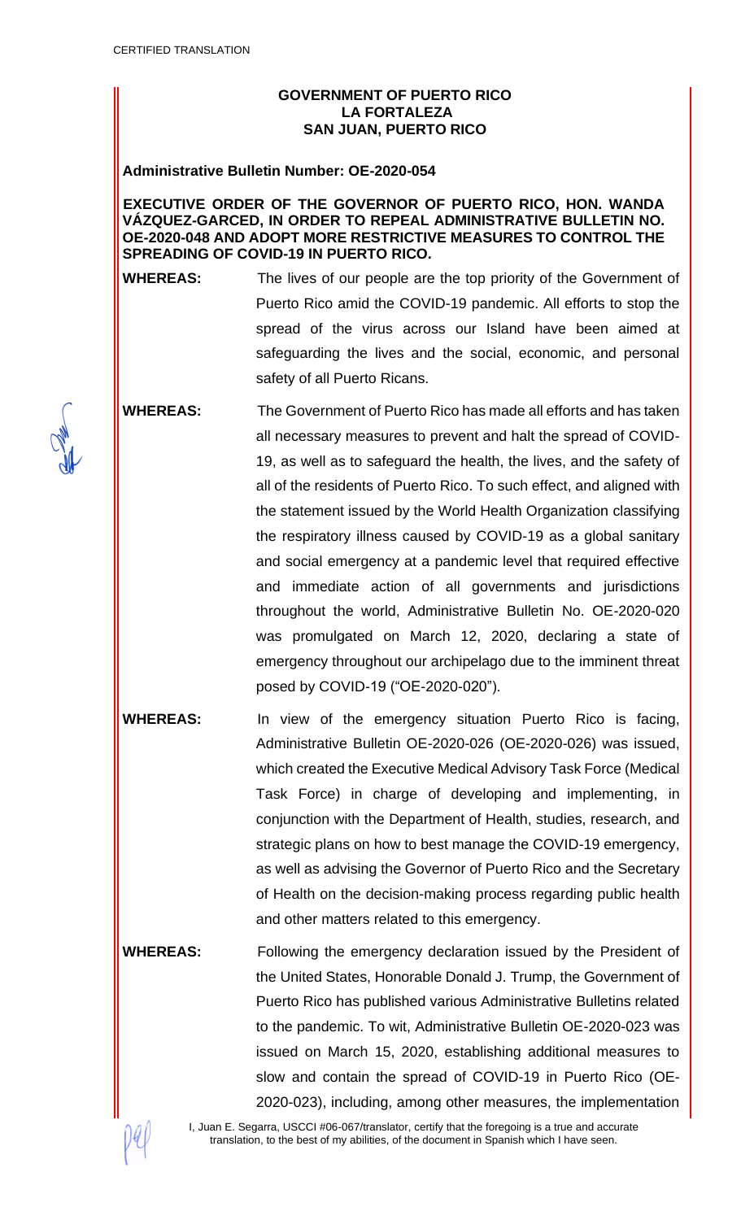CERTIFIED TRANSLATION

**GOVERNMENT OF PUERTO RICO**
**LA FORTALEZA**
**SAN JUAN, PUERTO RICO**

**Administrative Bulletin Number: OE-2020-054**

**EXECUTIVE ORDER OF THE GOVERNOR OF PUERTO RICO, HON. WANDA VÁZQUEZ-GARCED, IN ORDER TO REPEAL ADMINISTRATIVE BULLETIN NO. OE-2020-048 AND ADOPT MORE RESTRICTIVE MEASURES TO CONTROL THE SPREADING OF COVID-19 IN PUERTO RICO.**

**WHEREAS:** The lives of our people are the top priority of the Government of Puerto Rico amid the COVID-19 pandemic. All efforts to stop the spread of the virus across our Island have been aimed at safeguarding the lives and the social, economic, and personal safety of all Puerto Ricans.

**WHEREAS:** The Government of Puerto Rico has made all efforts and has taken all necessary measures to prevent and halt the spread of COVID-19, as well as to safeguard the health, the lives, and the safety of all of the residents of Puerto Rico. To such effect, and aligned with the statement issued by the World Health Organization classifying the respiratory illness caused by COVID-19 as a global sanitary and social emergency at a pandemic level that required effective and immediate action of all governments and jurisdictions throughout the world, Administrative Bulletin No. OE-2020-020 was promulgated on March 12, 2020, declaring a state of emergency throughout our archipelago due to the imminent threat posed by COVID-19 ("OE-2020-020").

**WHEREAS:** In view of the emergency situation Puerto Rico is facing, Administrative Bulletin OE-2020-026 (OE-2020-026) was issued, which created the Executive Medical Advisory Task Force (Medical Task Force) in charge of developing and implementing, in conjunction with the Department of Health, studies, research, and strategic plans on how to best manage the COVID-19 emergency, as well as advising the Governor of Puerto Rico and the Secretary of Health on the decision-making process regarding public health and other matters related to this emergency.

**WHEREAS:** Following the emergency declaration issued by the President of the United States, Honorable Donald J. Trump, the Government of Puerto Rico has published various Administrative Bulletins related to the pandemic. To wit, Administrative Bulletin OE-2020-023 was issued on March 15, 2020, establishing additional measures to slow and contain the spread of COVID-19 in Puerto Rico (OE-2020-023), including, among other measures, the implementation

I, Juan E. Segarra, USCCI #06-067/translator, certify that the foregoing is a true and accurate translation, to the best of my abilities, of the document in Spanish which I have seen.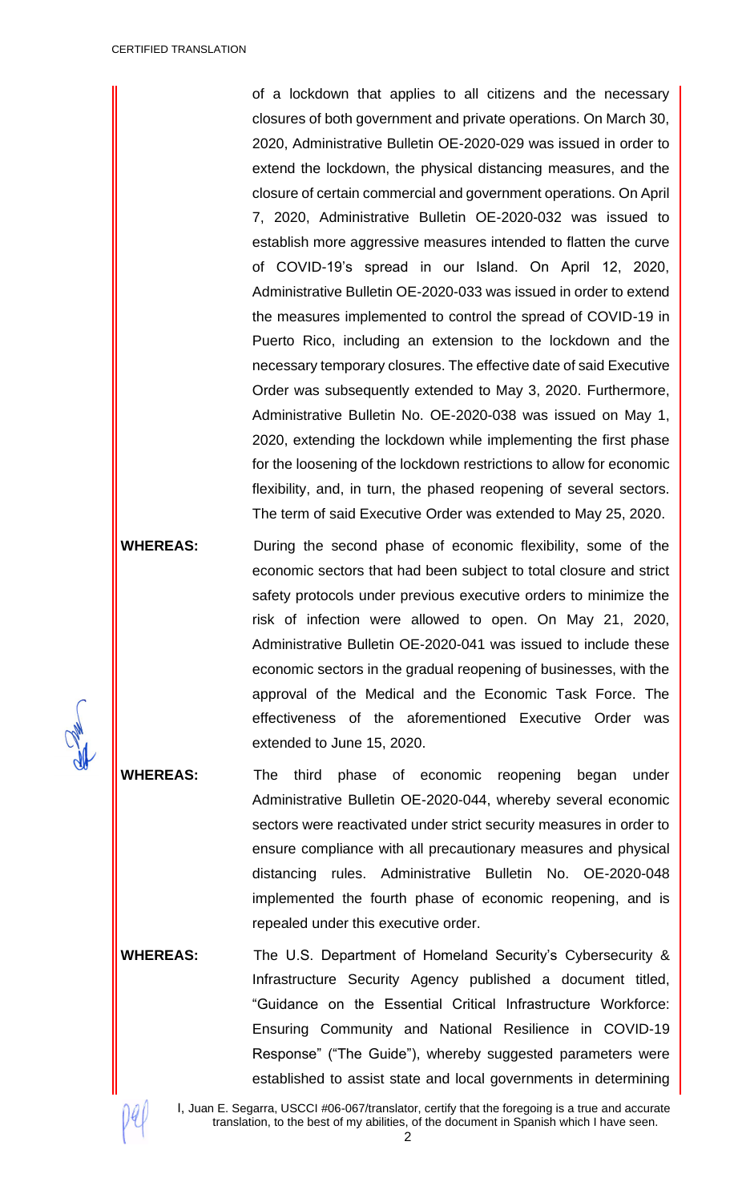of a lockdown that applies to all citizens and the necessary closures of both government and private operations. On March 30, 2020, Administrative Bulletin OE-2020-029 was issued in order to extend the lockdown, the physical distancing measures, and the closure of certain commercial and government operations. On April 7, 2020, Administrative Bulletin OE-2020-032 was issued to establish more aggressive measures intended to flatten the curve of COVID-19's spread in our Island. On April 12, 2020, Administrative Bulletin OE-2020-033 was issued in order to extend the measures implemented to control the spread of COVID-19 in Puerto Rico, including an extension to the lockdown and the necessary temporary closures. The effective date of said Executive Order was subsequently extended to May 3, 2020. Furthermore, Administrative Bulletin No. OE-2020-038 was issued on May 1, 2020, extending the lockdown while implementing the first phase for the loosening of the lockdown restrictions to allow for economic flexibility, and, in turn, the phased reopening of several sectors. The term of said Executive Order was extended to May 25, 2020.

**WHEREAS:** During the second phase of economic flexibility, some of the economic sectors that had been subject to total closure and strict safety protocols under previous executive orders to minimize the risk of infection were allowed to open. On May 21, 2020, Administrative Bulletin OE-2020-041 was issued to include these economic sectors in the gradual reopening of businesses, with the approval of the Medical and the Economic Task Force. The effectiveness of the aforementioned Executive Order was extended to June 15, 2020.

**WHEREAS:** The third phase of economic reopening began under Administrative Bulletin OE-2020-044, whereby several economic sectors were reactivated under strict security measures in order to ensure compliance with all precautionary measures and physical distancing rules. Administrative Bulletin No. OE-2020-048 implemented the fourth phase of economic reopening, and is repealed under this executive order.

**WHEREAS:** The U.S. Department of Homeland Security's Cybersecurity & Infrastructure Security Agency published a document titled, "Guidance on the Essential Critical Infrastructure Workforce: Ensuring Community and National Resilience in COVID-19 Response" ("The Guide"), whereby suggested parameters were established to assist state and local governments in determining

I, Juan E. Segarra, USCCI #06-067/translator, certify that the foregoing is a true and accurate translation, to the best of my abilities, of the document in Spanish which I have seen.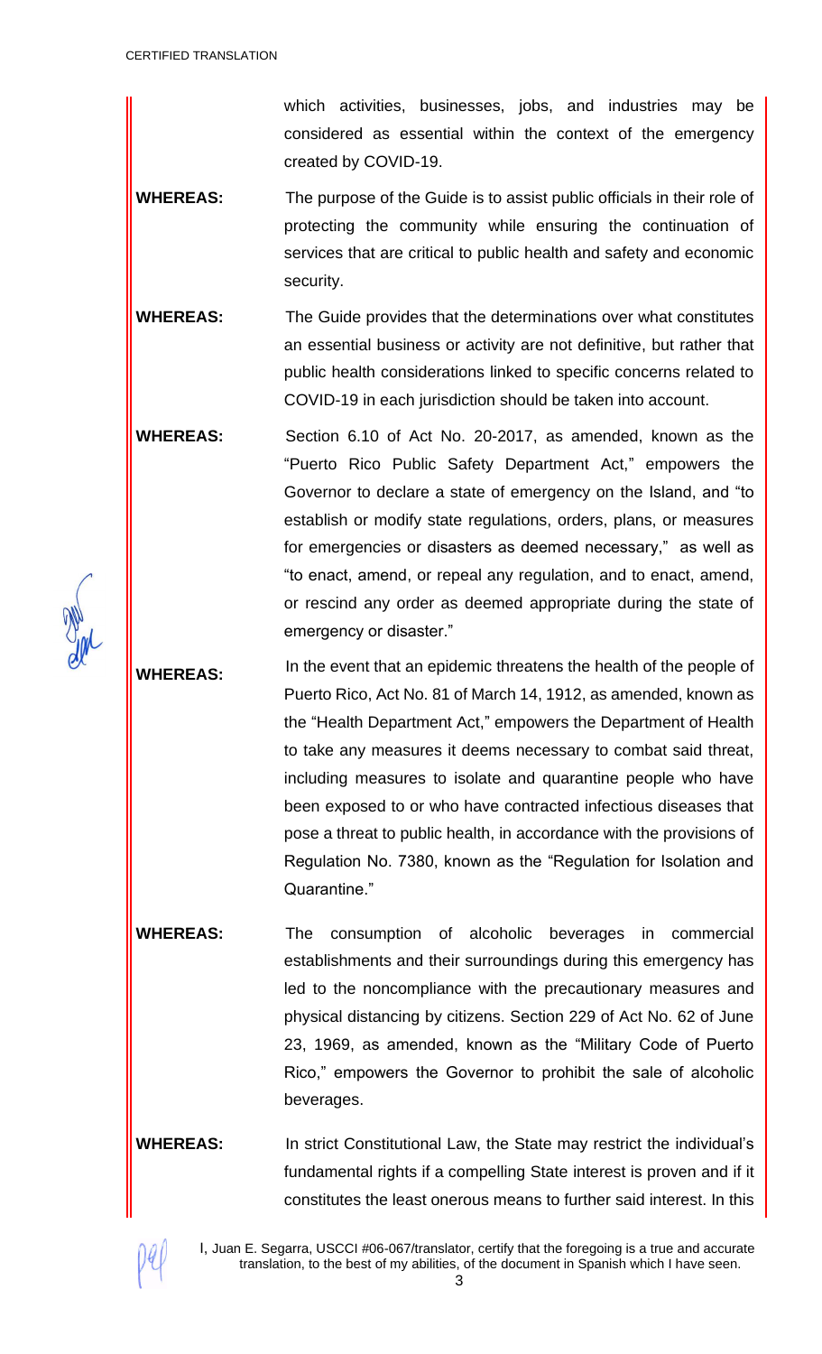which activities, businesses, jobs, and industries may be considered as essential within the context of the emergency created by COVID-19.

**WHEREAS:** The purpose of the Guide is to assist public officials in their role of protecting the community while ensuring the continuation of services that are critical to public health and safety and economic security.

**WHEREAS:** The Guide provides that the determinations over what constitutes an essential business or activity are not definitive, but rather that public health considerations linked to specific concerns related to COVID-19 in each jurisdiction should be taken into account.

**WHEREAS:** Section 6.10 of Act No. 20-2017, as amended, known as the "Puerto Rico Public Safety Department Act," empowers the Governor to declare a state of emergency on the Island, and "to establish or modify state regulations, orders, plans, or measures for emergencies or disasters as deemed necessary," as well as "to enact, amend, or repeal any regulation, and to enact, amend, or rescind any order as deemed appropriate during the state of emergency or disaster."

**WHEREAS:** In the event that an epidemic threatens the health of the people of Puerto Rico, Act No. 81 of March 14, 1912, as amended, known as the "Health Department Act," empowers the Department of Health to take any measures it deems necessary to combat said threat, including measures to isolate and quarantine people who have been exposed to or who have contracted infectious diseases that pose a threat to public health, in accordance with the provisions of Regulation No. 7380, known as the "Regulation for Isolation and Quarantine."

**WHEREAS:** The consumption of alcoholic beverages in commercial establishments and their surroundings during this emergency has led to the noncompliance with the precautionary measures and physical distancing by citizens. Section 229 of Act No. 62 of June 23, 1969, as amended, known as the "Military Code of Puerto Rico," empowers the Governor to prohibit the sale of alcoholic beverages.

**WHEREAS:** In strict Constitutional Law, the State may restrict the individual's fundamental rights if a compelling State interest is proven and if it constitutes the least onerous means to further said interest. In this

I, Juan E. Segarra, USCCI #06-067/translator, certify that the foregoing is a true and accurate translation, to the best of my abilities, of the document in Spanish which I have seen.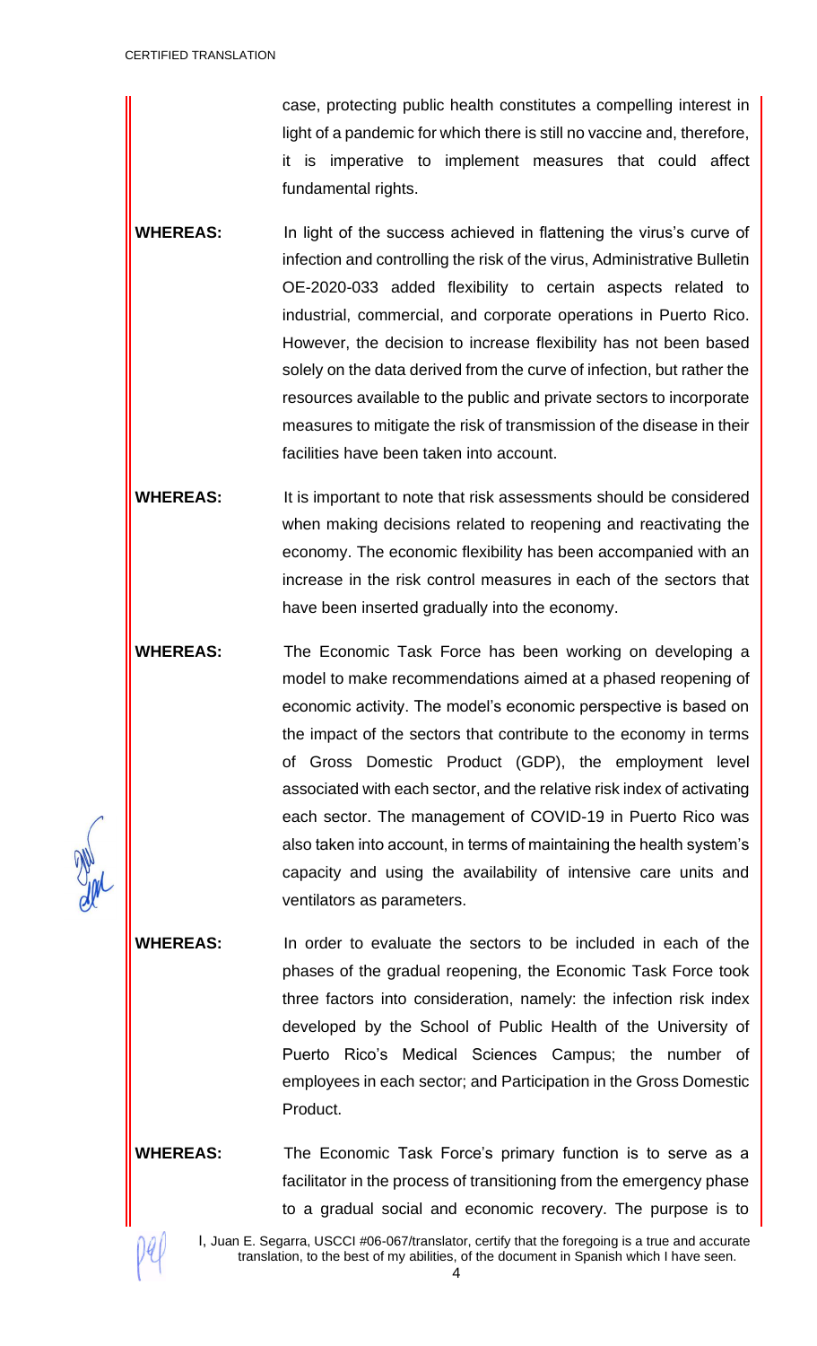case, protecting public health constitutes a compelling interest in light of a pandemic for which there is still no vaccine and, therefore, it is imperative to implement measures that could affect fundamental rights.

**WHEREAS:** In light of the success achieved in flattening the virus's curve of infection and controlling the risk of the virus, Administrative Bulletin OE-2020-033 added flexibility to certain aspects related to industrial, commercial, and corporate operations in Puerto Rico. However, the decision to increase flexibility has not been based solely on the data derived from the curve of infection, but rather the resources available to the public and private sectors to incorporate measures to mitigate the risk of transmission of the disease in their facilities have been taken into account.

**WHEREAS:** It is important to note that risk assessments should be considered when making decisions related to reopening and reactivating the economy. The economic flexibility has been accompanied with an increase in the risk control measures in each of the sectors that have been inserted gradually into the economy.

**WHEREAS:** The Economic Task Force has been working on developing a model to make recommendations aimed at a phased reopening of economic activity. The model's economic perspective is based on the impact of the sectors that contribute to the economy in terms of Gross Domestic Product (GDP), the employment level associated with each sector, and the relative risk index of activating each sector. The management of COVID-19 in Puerto Rico was also taken into account, in terms of maintaining the health system's capacity and using the availability of intensive care units and ventilators as parameters.

**WHEREAS:** In order to evaluate the sectors to be included in each of the phases of the gradual reopening, the Economic Task Force took three factors into consideration, namely: the infection risk index developed by the School of Public Health of the University of Puerto Rico's Medical Sciences Campus; the number of employees in each sector; and Participation in the Gross Domestic Product.

**WHEREAS:** The Economic Task Force's primary function is to serve as a facilitator in the process of transitioning from the emergency phase to a gradual social and economic recovery. The purpose is to

I, Juan E. Segarra, USCCI #06-067/translator, certify that the foregoing is a true and accurate translation, to the best of my abilities, of the document in Spanish which I have seen.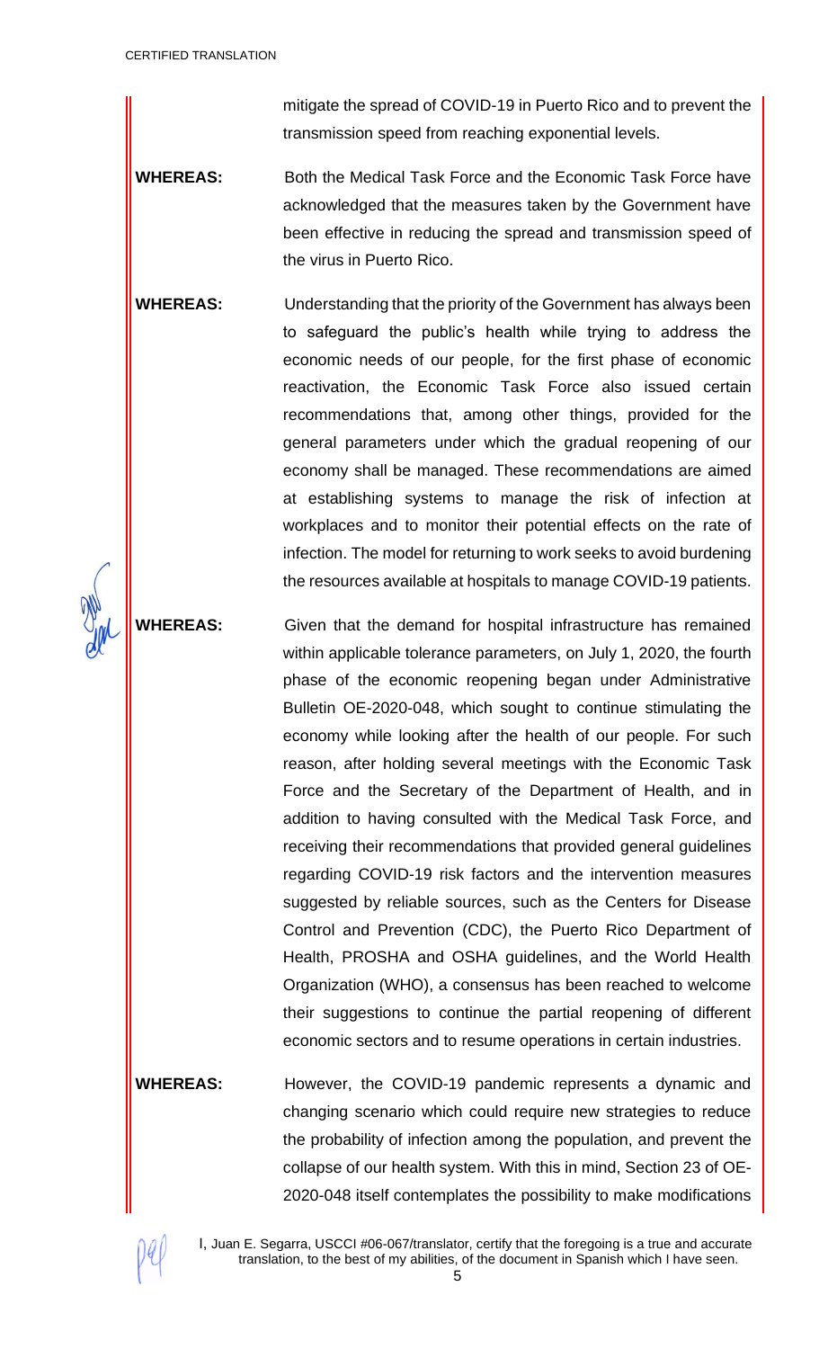mitigate the spread of COVID-19 in Puerto Rico and to prevent the transmission speed from reaching exponential levels.

**WHEREAS:** Both the Medical Task Force and the Economic Task Force have acknowledged that the measures taken by the Government have been effective in reducing the spread and transmission speed of the virus in Puerto Rico.

**WHEREAS:** Understanding that the priority of the Government has always been to safeguard the public's health while trying to address the economic needs of our people, for the first phase of economic reactivation, the Economic Task Force also issued certain recommendations that, among other things, provided for the general parameters under which the gradual reopening of our economy shall be managed. These recommendations are aimed at establishing systems to manage the risk of infection at workplaces and to monitor their potential effects on the rate of infection. The model for returning to work seeks to avoid burdening the resources available at hospitals to manage COVID-19 patients.

**WHEREAS:** Given that the demand for hospital infrastructure has remained within applicable tolerance parameters, on July 1, 2020, the fourth phase of the economic reopening began under Administrative Bulletin OE-2020-048, which sought to continue stimulating the economy while looking after the health of our people. For such reason, after holding several meetings with the Economic Task Force and the Secretary of the Department of Health, and in addition to having consulted with the Medical Task Force, and receiving their recommendations that provided general guidelines regarding COVID-19 risk factors and the intervention measures suggested by reliable sources, such as the Centers for Disease Control and Prevention (CDC), the Puerto Rico Department of Health, PROSHA and OSHA guidelines, and the World Health Organization (WHO), a consensus has been reached to welcome their suggestions to continue the partial reopening of different economic sectors and to resume operations in certain industries.

**WHEREAS:** However, the COVID-19 pandemic represents a dynamic and changing scenario which could require new strategies to reduce the probability of infection among the population, and prevent the collapse of our health system. With this in mind, Section 23 of OE-2020-048 itself contemplates the possibility to make modifications

I, Juan E. Segarra, USCCI #06-067/translator, certify that the foregoing is a true and accurate translation, to the best of my abilities, of the document in Spanish which I have seen.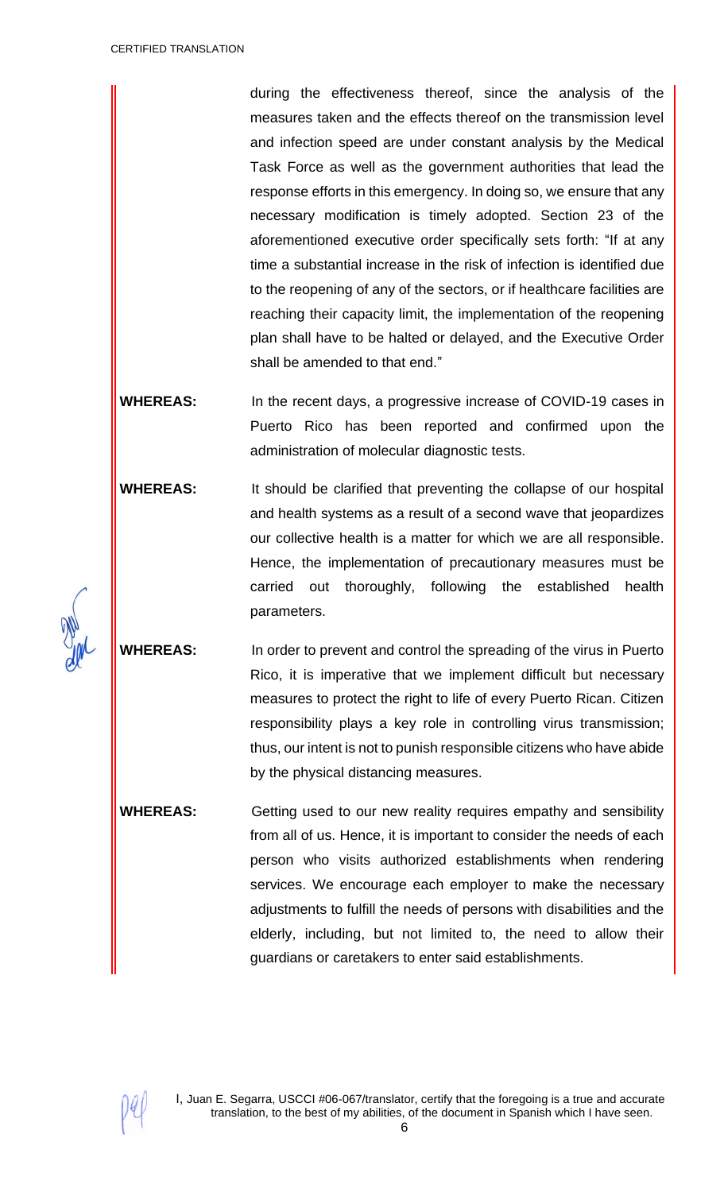during the effectiveness thereof, since the analysis of the measures taken and the effects thereof on the transmission level and infection speed are under constant analysis by the Medical Task Force as well as the government authorities that lead the response efforts in this emergency. In doing so, we ensure that any necessary modification is timely adopted. Section 23 of the aforementioned executive order specifically sets forth: "If at any time a substantial increase in the risk of infection is identified due to the reopening of any of the sectors, or if healthcare facilities are reaching their capacity limit, the implementation of the reopening plan shall have to be halted or delayed, and the Executive Order shall be amended to that end."

**WHEREAS:** In the recent days, a progressive increase of COVID-19 cases in Puerto Rico has been reported and confirmed upon the administration of molecular diagnostic tests.

**WHEREAS:** It should be clarified that preventing the collapse of our hospital and health systems as a result of a second wave that jeopardizes our collective health is a matter for which we are all responsible. Hence, the implementation of precautionary measures must be carried out thoroughly, following the established health parameters.

**WHEREAS:** In order to prevent and control the spreading of the virus in Puerto Rico, it is imperative that we implement difficult but necessary measures to protect the right to life of every Puerto Rican. Citizen responsibility plays a key role in controlling virus transmission; thus, our intent is not to punish responsible citizens who have abide by the physical distancing measures.

**WHEREAS:** Getting used to our new reality requires empathy and sensibility from all of us. Hence, it is important to consider the needs of each person who visits authorized establishments when rendering services. We encourage each employer to make the necessary adjustments to fulfill the needs of persons with disabilities and the elderly, including, but not limited to, the need to allow their guardians or caretakers to enter said establishments.

I, Juan E. Segarra, USCCI #06-067/translator, certify that the foregoing is a true and accurate translation, to the best of my abilities, of the document in Spanish which I have seen.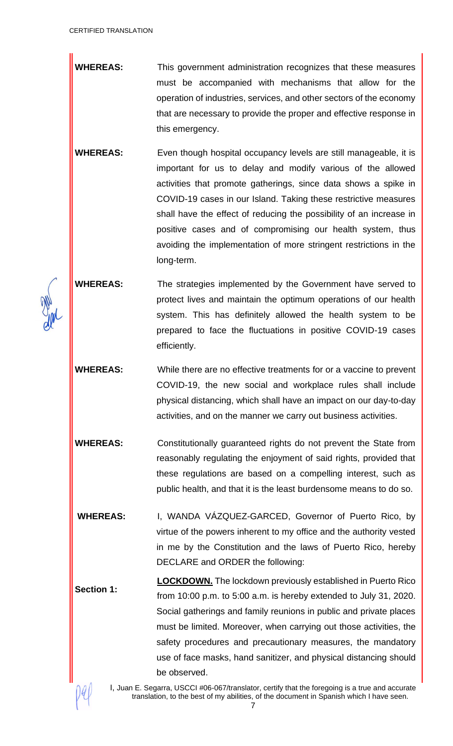**WHEREAS:** This government administration recognizes that these measures must be accompanied with mechanisms that allow for the operation of industries, services, and other sectors of the economy that are necessary to provide the proper and effective response in this emergency.

**WHEREAS:** Even though hospital occupancy levels are still manageable, it is important for us to delay and modify various of the allowed activities that promote gatherings, since data shows a spike in COVID-19 cases in our Island. Taking these restrictive measures shall have the effect of reducing the possibility of an increase in positive cases and of compromising our health system, thus avoiding the implementation of more stringent restrictions in the long-term.

**WHEREAS:** The strategies implemented by the Government have served to protect lives and maintain the optimum operations of our health system. This has definitely allowed the health system to be prepared to face the fluctuations in positive COVID-19 cases efficiently.

**WHEREAS:** While there are no effective treatments for or a vaccine to prevent COVID-19, the new social and workplace rules shall include physical distancing, which shall have an impact on our day-to-day activities, and on the manner we carry out business activities.

**WHEREAS:** Constitutionally guaranteed rights do not prevent the State from reasonably regulating the enjoyment of said rights, provided that these regulations are based on a compelling interest, such as public health, and that it is the least burdensome means to do so.

**WHEREAS:** I, WANDA VÁZQUEZ-GARCED, Governor of Puerto Rico, by virtue of the powers inherent to my office and the authority vested in me by the Constitution and the laws of Puerto Rico, hereby DECLARE and ORDER the following:

**Section 1:** **LOCKDOWN.** The lockdown previously established in Puerto Rico from 10:00 p.m. to 5:00 a.m. is hereby extended to July 31, 2020. Social gatherings and family reunions in public and private places must be limited. Moreover, when carrying out those activities, the safety procedures and precautionary measures, the mandatory use of face masks, hand sanitizer, and physical distancing should be observed.

I, Juan E. Segarra, USCCI #06-067/translator, certify that the foregoing is a true and accurate translation, to the best of my abilities, of the document in Spanish which I have seen.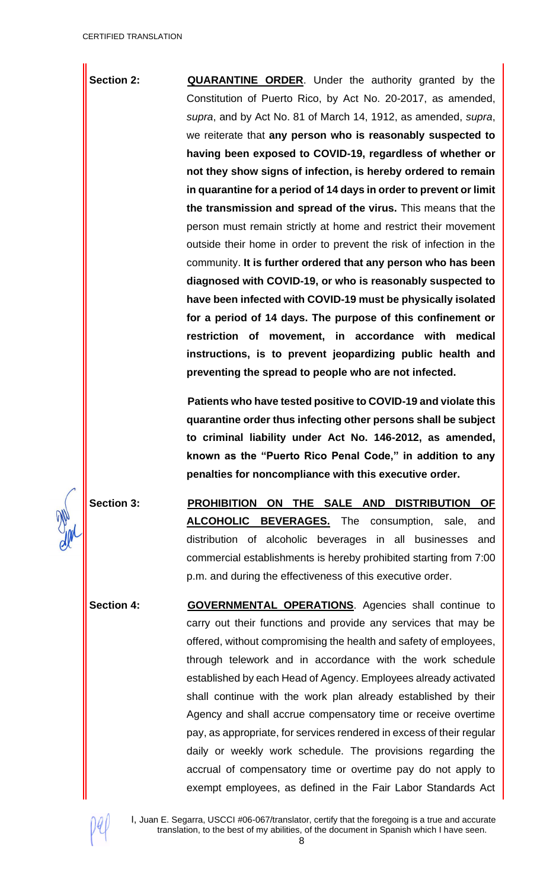**Section 2:** **QUARANTINE ORDER**. Under the authority granted by the Constitution of Puerto Rico, by Act No. 20-2017, as amended, *supra*, and by Act No. 81 of March 14, 1912, as amended, *supra*, we reiterate that **any person who is reasonably suspected to having been exposed to COVID-19, regardless of whether or not they show signs of infection, is hereby ordered to remain in quarantine for a period of 14 days in order to prevent or limit the transmission and spread of the virus.** This means that the person must remain strictly at home and restrict their movement outside their home in order to prevent the risk of infection in the community. **It is further ordered that any person who has been diagnosed with COVID-19, or who is reasonably suspected to have been infected with COVID-19 must be physically isolated for a period of 14 days. The purpose of this confinement or restriction of movement, in accordance with medical instructions, is to prevent jeopardizing public health and preventing the spread to people who are not infected.**

**Patients who have tested positive to COVID-19 and violate this quarantine order thus infecting other persons shall be subject to criminal liability under Act No. 146-2012, as amended, known as the "Puerto Rico Penal Code," in addition to any penalties for noncompliance with this executive order.**

**Section 3:** **PROHIBITION ON THE SALE AND DISTRIBUTION OF ALCOHOLIC BEVERAGES.** The consumption, sale, and distribution of alcoholic beverages in all businesses and commercial establishments is hereby prohibited starting from 7:00 p.m. and during the effectiveness of this executive order.

**Section 4:** **GOVERNMENTAL OPERATIONS**. Agencies shall continue to carry out their functions and provide any services that may be offered, without compromising the health and safety of employees, through telework and in accordance with the work schedule established by each Head of Agency. Employees already activated shall continue with the work plan already established by their Agency and shall accrue compensatory time or receive overtime pay, as appropriate, for services rendered in excess of their regular daily or weekly work schedule. The provisions regarding the accrual of compensatory time or overtime pay do not apply to exempt employees, as defined in the Fair Labor Standards Act

I, Juan E. Segarra, USCCI #06-067/translator, certify that the foregoing is a true and accurate translation, to the best of my abilities, of the document in Spanish which I have seen.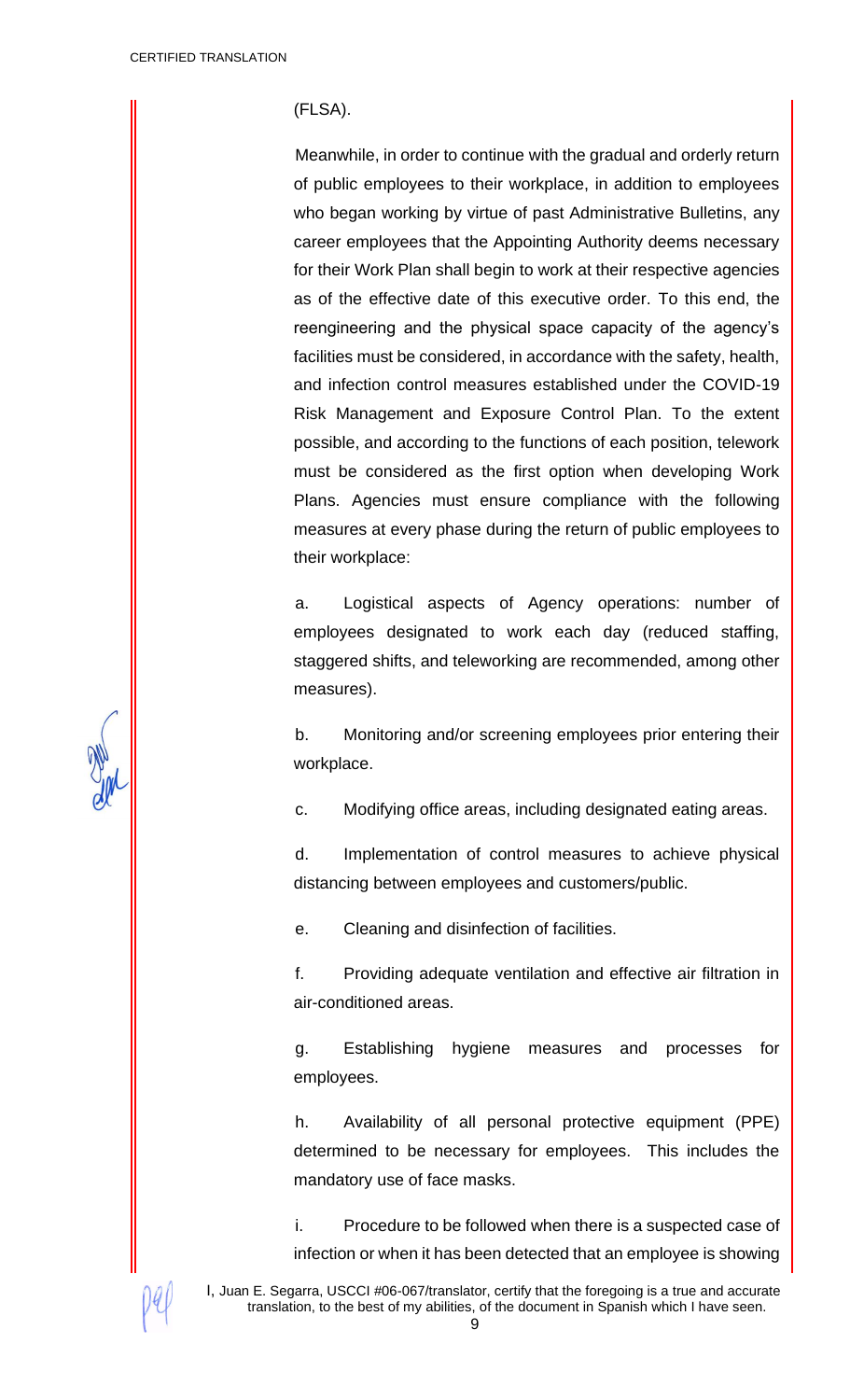(FLSA).

Meanwhile, in order to continue with the gradual and orderly return of public employees to their workplace, in addition to employees who began working by virtue of past Administrative Bulletins, any career employees that the Appointing Authority deems necessary for their Work Plan shall begin to work at their respective agencies as of the effective date of this executive order. To this end, the reengineering and the physical space capacity of the agency's facilities must be considered, in accordance with the safety, health, and infection control measures established under the COVID-19 Risk Management and Exposure Control Plan. To the extent possible, and according to the functions of each position, telework must be considered as the first option when developing Work Plans. Agencies must ensure compliance with the following measures at every phase during the return of public employees to their workplace:

a. Logistical aspects of Agency operations: number of employees designated to work each day (reduced staffing, staggered shifts, and teleworking are recommended, among other measures).

b. Monitoring and/or screening employees prior entering their workplace.

c. Modifying office areas, including designated eating areas.

d. Implementation of control measures to achieve physical distancing between employees and customers/public.

e. Cleaning and disinfection of facilities.

f. Providing adequate ventilation and effective air filtration in air-conditioned areas.

g. Establishing hygiene measures and processes for employees.

h. Availability of all personal protective equipment (PPE) determined to be necessary for employees. This includes the mandatory use of face masks.

i. Procedure to be followed when there is a suspected case of infection or when it has been detected that an employee is showing

I, Juan E. Segarra, USCCI #06-067/translator, certify that the foregoing is a true and accurate translation, to the best of my abilities, of the document in Spanish which I have seen.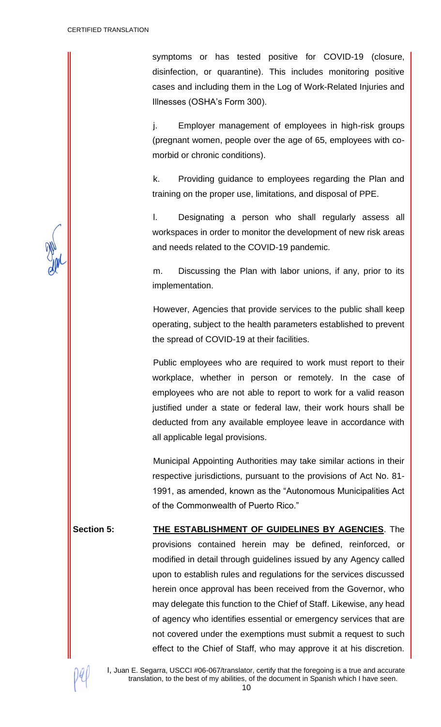symptoms or has tested positive for COVID-19 (closure, disinfection, or quarantine). This includes monitoring positive cases and including them in the Log of Work-Related Injuries and Illnesses (OSHA's Form 300).

j. Employer management of employees in high-risk groups (pregnant women, people over the age of 65, employees with co-morbid or chronic conditions).

k. Providing guidance to employees regarding the Plan and training on the proper use, limitations, and disposal of PPE.

l. Designating a person who shall regularly assess all workspaces in order to monitor the development of new risk areas and needs related to the COVID-19 pandemic.

m. Discussing the Plan with labor unions, if any, prior to its implementation.

However, Agencies that provide services to the public shall keep operating, subject to the health parameters established to prevent the spread of COVID-19 at their facilities.

Public employees who are required to work must report to their workplace, whether in person or remotely. In the case of employees who are not able to report to work for a valid reason justified under a state or federal law, their work hours shall be deducted from any available employee leave in accordance with all applicable legal provisions.

Municipal Appointing Authorities may take similar actions in their respective jurisdictions, pursuant to the provisions of Act No. 81-1991, as amended, known as the "Autonomous Municipalities Act of the Commonwealth of Puerto Rico."

**Section 5:** **<u>THE ESTABLISHMENT OF GUIDELINES BY AGENCIES</u>**. The provisions contained herein may be defined, reinforced, or modified in detail through guidelines issued by any Agency called upon to establish rules and regulations for the services discussed herein once approval has been received from the Governor, who may delegate this function to the Chief of Staff. Likewise, any head of agency who identifies essential or emergency services that are not covered under the exemptions must submit a request to such effect to the Chief of Staff, who may approve it at his discretion.

I, Juan E. Segarra, USCCI #06-067/translator, certify that the foregoing is a true and accurate translation, to the best of my abilities, of the document in Spanish which I have seen.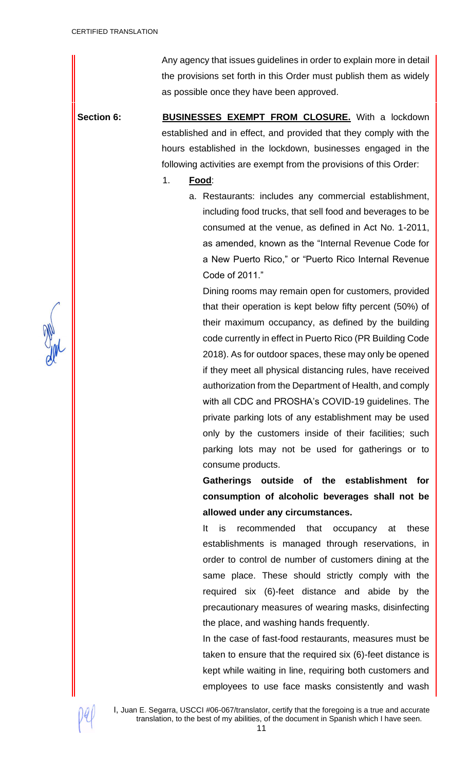Any agency that issues guidelines in order to explain more in detail the provisions set forth in this Order must publish them as widely as possible once they have been approved.

**Section 6:** **BUSINESSES EXEMPT FROM CLOSURE.** With a lockdown established and in effect, and provided that they comply with the hours established in the lockdown, businesses engaged in the following activities are exempt from the provisions of this Order:

1. **Food**:

   a. Restaurants: includes any commercial establishment, including food trucks, that sell food and beverages to be consumed at the venue, as defined in Act No. 1-2011, as amended, known as the "Internal Revenue Code for a New Puerto Rico," or "Puerto Rico Internal Revenue Code of 2011."

   Dining rooms may remain open for customers, provided that their operation is kept below fifty percent (50%) of their maximum occupancy, as defined by the building code currently in effect in Puerto Rico (PR Building Code 2018). As for outdoor spaces, these may only be opened if they meet all physical distancing rules, have received authorization from the Department of Health, and comply with all CDC and PROSHA's COVID-19 guidelines. The private parking lots of any establishment may be used only by the customers inside of their facilities; such parking lots may not be used for gatherings or to consume products.

   **Gatherings outside of the establishment for consumption of alcoholic beverages shall not be allowed under any circumstances.**

   It is recommended that occupancy at these establishments is managed through reservations, in order to control de number of customers dining at the same place. These should strictly comply with the required six (6)-feet distance and abide by the precautionary measures of wearing masks, disinfecting the place, and washing hands frequently.

   In the case of fast-food restaurants, measures must be taken to ensure that the required six (6)-feet distance is kept while waiting in line, requiring both customers and employees to use face masks consistently and wash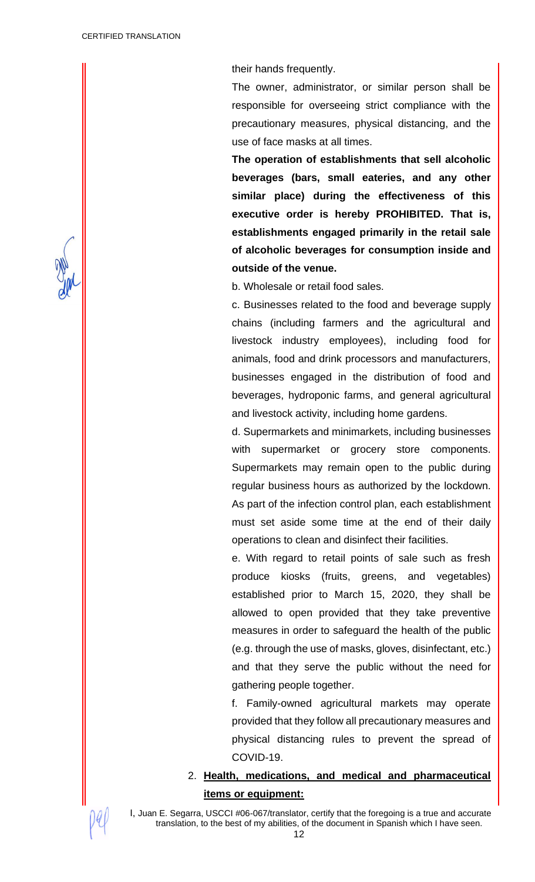their hands frequently.

The owner, administrator, or similar person shall be responsible for overseeing strict compliance with the precautionary measures, physical distancing, and the use of face masks at all times.

**The operation of establishments that sell alcoholic beverages (bars, small eateries, and any other similar place) during the effectiveness of this executive order is hereby PROHIBITED. That is, establishments engaged primarily in the retail sale of alcoholic beverages for consumption inside and outside of the venue.**

b. Wholesale or retail food sales.

c. Businesses related to the food and beverage supply chains (including farmers and the agricultural and livestock industry employees), including food for animals, food and drink processors and manufacturers, businesses engaged in the distribution of food and beverages, hydroponic farms, and general agricultural and livestock activity, including home gardens.

d. Supermarkets and minimarkets, including businesses with supermarket or grocery store components. Supermarkets may remain open to the public during regular business hours as authorized by the lockdown. As part of the infection control plan, each establishment must set aside some time at the end of their daily operations to clean and disinfect their facilities.

e. With regard to retail points of sale such as fresh produce kiosks (fruits, greens, and vegetables) established prior to March 15, 2020, they shall be allowed to open provided that they take preventive measures in order to safeguard the health of the public (e.g. through the use of masks, gloves, disinfectant, etc.) and that they serve the public without the need for gathering people together.

f. Family-owned agricultural markets may operate provided that they follow all precautionary measures and physical distancing rules to prevent the spread of COVID-19.

2. **<u>Health, medications, and medical and pharmaceutical items or equipment:</u>**

I, Juan E. Segarra, USCCI #06-067/translator, certify that the foregoing is a true and accurate translation, to the best of my abilities, of the document in Spanish which I have seen.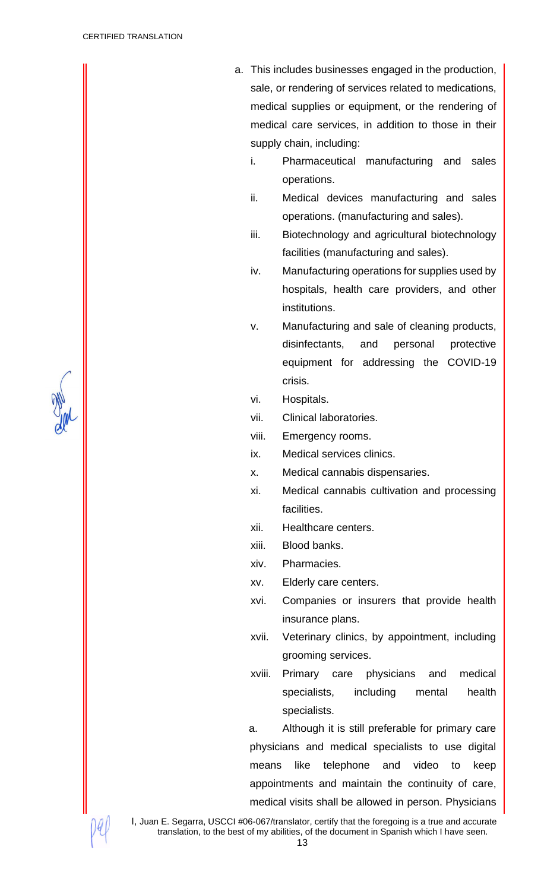a. This includes businesses engaged in the production, sale, or rendering of services related to medications, medical supplies or equipment, or the rendering of medical care services, in addition to those in their supply chain, including:

   i. Pharmaceutical manufacturing and sales operations.
   ii. Medical devices manufacturing and sales operations. (manufacturing and sales).
   iii. Biotechnology and agricultural biotechnology facilities (manufacturing and sales).
   iv. Manufacturing operations for supplies used by hospitals, health care providers, and other institutions.
   v. Manufacturing and sale of cleaning products, disinfectants, and personal protective equipment for addressing the COVID-19 crisis.
   vi. Hospitals.
   vii. Clinical laboratories.
   viii. Emergency rooms.
   ix. Medical services clinics.
   x. Medical cannabis dispensaries.
   xi. Medical cannabis cultivation and processing facilities.
   xii. Healthcare centers.
   xiii. Blood banks.
   xiv. Pharmacies.
   xv. Elderly care centers.
   xvi. Companies or insurers that provide health insurance plans.
   xvii. Veterinary clinics, by appointment, including grooming services.
   xviii. Primary care physicians and medical specialists, including mental health specialists.

   a. Although it is still preferable for primary care physicians and medical specialists to use digital means like telephone and video to keep appointments and maintain the continuity of care, medical visits shall be allowed in person. Physicians

I, Juan E. Segarra, USCCI #06-067/translator, certify that the foregoing is a true and accurate translation, to the best of my abilities, of the document in Spanish which I have seen.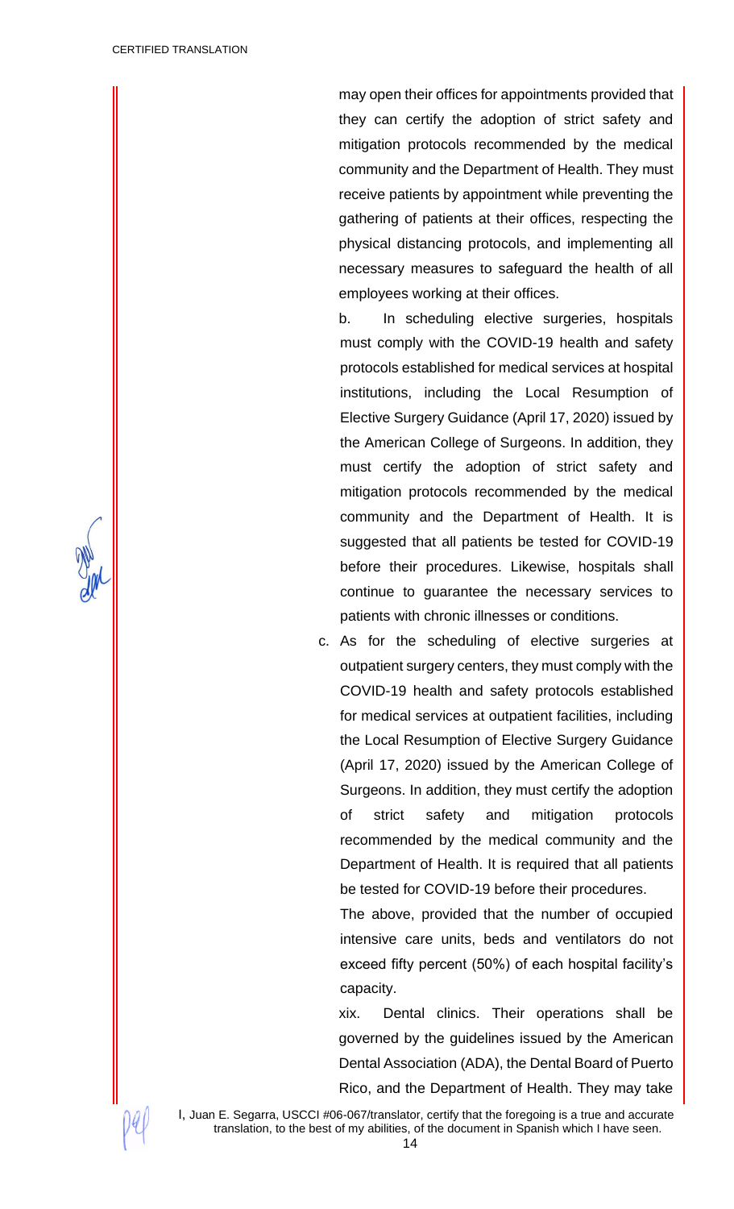may open their offices for appointments provided that they can certify the adoption of strict safety and mitigation protocols recommended by the medical community and the Department of Health. They must receive patients by appointment while preventing the gathering of patients at their offices, respecting the physical distancing protocols, and implementing all necessary measures to safeguard the health of all employees working at their offices.

b. In scheduling elective surgeries, hospitals must comply with the COVID-19 health and safety protocols established for medical services at hospital institutions, including the Local Resumption of Elective Surgery Guidance (April 17, 2020) issued by the American College of Surgeons. In addition, they must certify the adoption of strict safety and mitigation protocols recommended by the medical community and the Department of Health. It is suggested that all patients be tested for COVID-19 before their procedures. Likewise, hospitals shall continue to guarantee the necessary services to patients with chronic illnesses or conditions.

c. As for the scheduling of elective surgeries at outpatient surgery centers, they must comply with the COVID-19 health and safety protocols established for medical services at outpatient facilities, including the Local Resumption of Elective Surgery Guidance (April 17, 2020) issued by the American College of Surgeons. In addition, they must certify the adoption of strict safety and mitigation protocols recommended by the medical community and the Department of Health. It is required that all patients be tested for COVID-19 before their procedures.

The above, provided that the number of occupied intensive care units, beds and ventilators do not exceed fifty percent (50%) of each hospital facility's capacity.

xix. Dental clinics. Their operations shall be governed by the guidelines issued by the American Dental Association (ADA), the Dental Board of Puerto Rico, and the Department of Health. They may take

I, Juan E. Segarra, USCCI #06-067/translator, certify that the foregoing is a true and accurate translation, to the best of my abilities, of the document in Spanish which I have seen.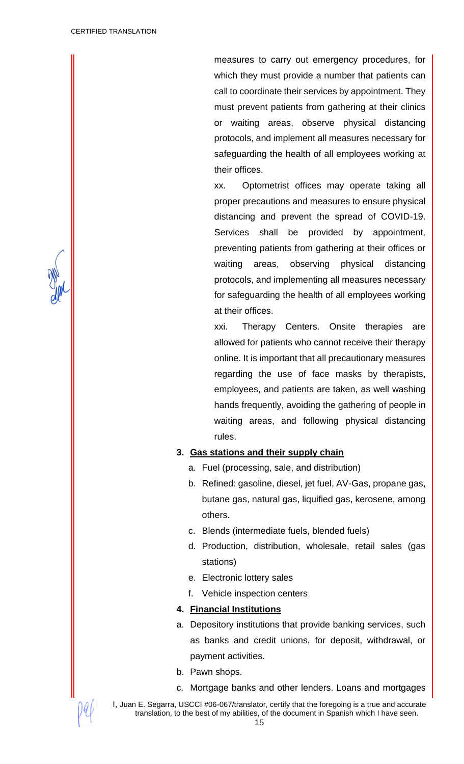measures to carry out emergency procedures, for which they must provide a number that patients can call to coordinate their services by appointment. They must prevent patients from gathering at their clinics or waiting areas, observe physical distancing protocols, and implement all measures necessary for safeguarding the health of all employees working at their offices.

xx. Optometrist offices may operate taking all proper precautions and measures to ensure physical distancing and prevent the spread of COVID-19. Services shall be provided by appointment, preventing patients from gathering at their offices or waiting areas, observing physical distancing protocols, and implementing all measures necessary for safeguarding the health of all employees working at their offices.

xxi. Therapy Centers. Onsite therapies are allowed for patients who cannot receive their therapy online. It is important that all precautionary measures regarding the use of face masks by therapists, employees, and patients are taken, as well washing hands frequently, avoiding the gathering of people in waiting areas, and following physical distancing rules.

3. **Gas stations and their supply chain**
   a. Fuel (processing, sale, and distribution)
   b. Refined: gasoline, diesel, jet fuel, AV-Gas, propane gas, butane gas, natural gas, liquified gas, kerosene, among others.
   c. Blends (intermediate fuels, blended fuels)
   d. Production, distribution, wholesale, retail sales (gas stations)
   e. Electronic lottery sales
   f. Vehicle inspection centers

4. **Financial Institutions**

a. Depository institutions that provide banking services, such as banks and credit unions, for deposit, withdrawal, or payment activities.

b. Pawn shops.

c. Mortgage banks and other lenders. Loans and mortgages

I, Juan E. Segarra, USCCI #06-067/translator, certify that the foregoing is a true and accurate translation, to the best of my abilities, of the document in Spanish which I have seen.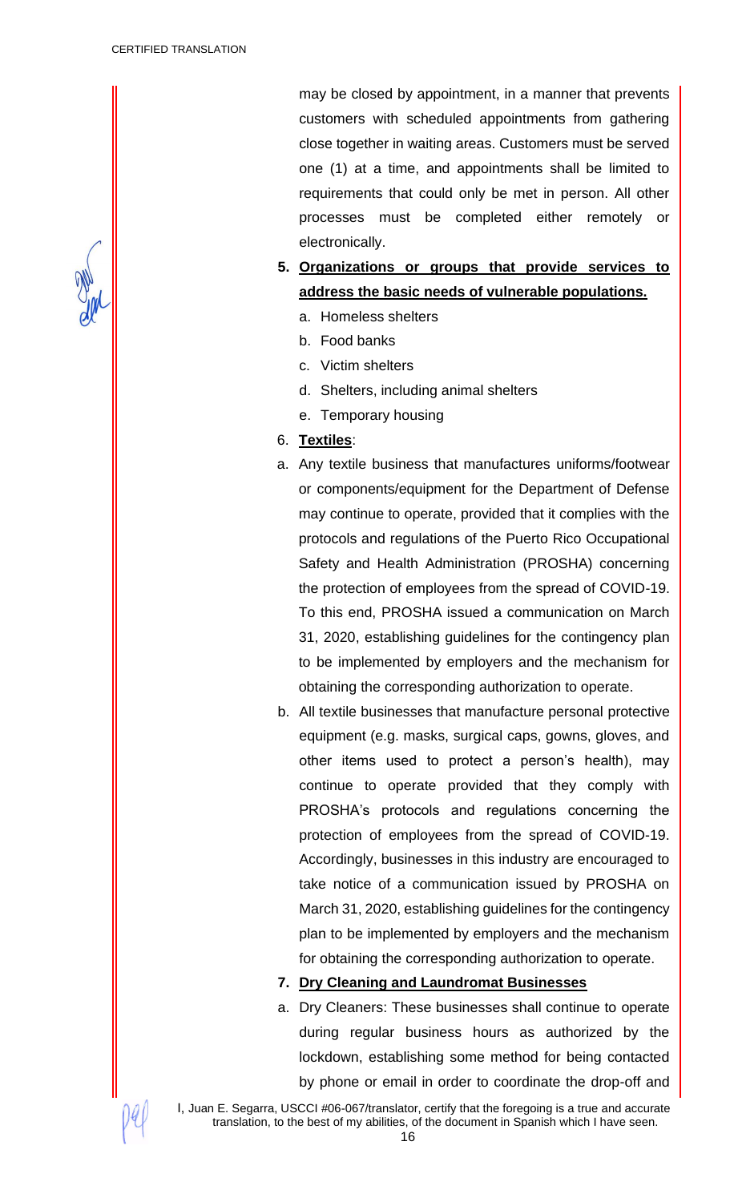may be closed by appointment, in a manner that prevents customers with scheduled appointments from gathering close together in waiting areas. Customers must be served one (1) at a time, and appointments shall be limited to requirements that could only be met in person. All other processes must be completed either remotely or electronically.

5. **Organizations or groups that provide services to address the basic needs of vulnerable populations.**
   a. Homeless shelters
   b. Food banks
   c. Victim shelters
   d. Shelters, including animal shelters
   e. Temporary housing

6. **Textiles**:

a. Any textile business that manufactures uniforms/footwear or components/equipment for the Department of Defense may continue to operate, provided that it complies with the protocols and regulations of the Puerto Rico Occupational Safety and Health Administration (PROSHA) concerning the protection of employees from the spread of COVID-19. To this end, PROSHA issued a communication on March 31, 2020, establishing guidelines for the contingency plan to be implemented by employers and the mechanism for obtaining the corresponding authorization to operate.

b. All textile businesses that manufacture personal protective equipment (e.g. masks, surgical caps, gowns, gloves, and other items used to protect a person's health), may continue to operate provided that they comply with PROSHA's protocols and regulations concerning the protection of employees from the spread of COVID-19. Accordingly, businesses in this industry are encouraged to take notice of a communication issued by PROSHA on March 31, 2020, establishing guidelines for the contingency plan to be implemented by employers and the mechanism for obtaining the corresponding authorization to operate.

7. **Dry Cleaning and Laundromat Businesses**

a. Dry Cleaners: These businesses shall continue to operate during regular business hours as authorized by the lockdown, establishing some method for being contacted by phone or email in order to coordinate the drop-off and

I, Juan E. Segarra, USCCI #06-067/translator, certify that the foregoing is a true and accurate translation, to the best of my abilities, of the document in Spanish which I have seen.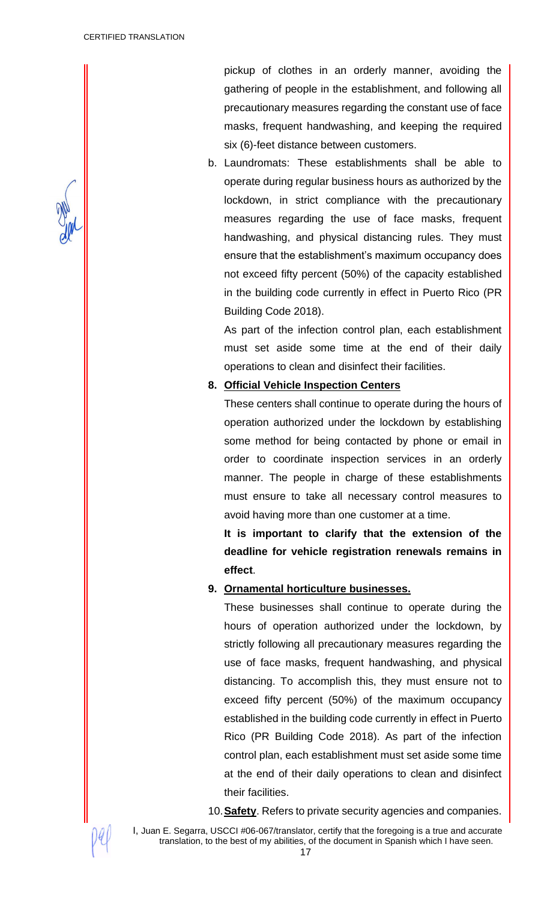pickup of clothes in an orderly manner, avoiding the gathering of people in the establishment, and following all precautionary measures regarding the constant use of face masks, frequent handwashing, and keeping the required six (6)-feet distance between customers.

b. Laundromats: These establishments shall be able to operate during regular business hours as authorized by the lockdown, in strict compliance with the precautionary measures regarding the use of face masks, frequent handwashing, and physical distancing rules. They must ensure that the establishment's maximum occupancy does not exceed fifty percent (50%) of the capacity established in the building code currently in effect in Puerto Rico (PR Building Code 2018).

   As part of the infection control plan, each establishment must set aside some time at the end of their daily operations to clean and disinfect their facilities.

**8. Official Vehicle Inspection Centers**

These centers shall continue to operate during the hours of operation authorized under the lockdown by establishing some method for being contacted by phone or email in order to coordinate inspection services in an orderly manner. The people in charge of these establishments must ensure to take all necessary control measures to avoid having more than one customer at a time.

**It is important to clarify that the extension of the deadline for vehicle registration renewals remains in effect**.

**9. Ornamental horticulture businesses.**

These businesses shall continue to operate during the hours of operation authorized under the lockdown, by strictly following all precautionary measures regarding the use of face masks, frequent handwashing, and physical distancing. To accomplish this, they must ensure not to exceed fifty percent (50%) of the maximum occupancy established in the building code currently in effect in Puerto Rico (PR Building Code 2018). As part of the infection control plan, each establishment must set aside some time at the end of their daily operations to clean and disinfect their facilities.

10. **Safety**. Refers to private security agencies and companies.

I, Juan E. Segarra, USCCI #06-067/translator, certify that the foregoing is a true and accurate translation, to the best of my abilities, of the document in Spanish which I have seen.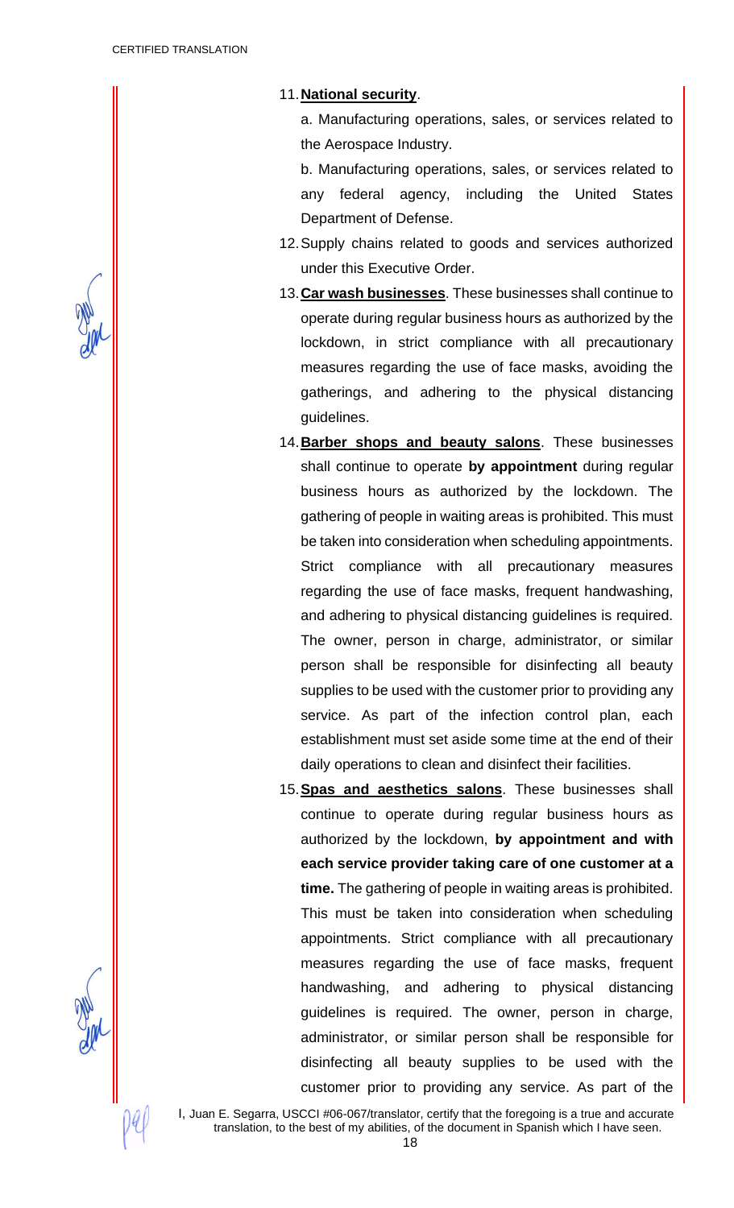11. **National security**.

    a. Manufacturing operations, sales, or services related to the Aerospace Industry.

    b. Manufacturing operations, sales, or services related to any federal agency, including the United States Department of Defense.

12. Supply chains related to goods and services authorized under this Executive Order.

13. **Car wash businesses**. These businesses shall continue to operate during regular business hours as authorized by the lockdown, in strict compliance with all precautionary measures regarding the use of face masks, avoiding the gatherings, and adhering to the physical distancing guidelines.

14. **Barber shops and beauty salons**. These businesses shall continue to operate **by appointment** during regular business hours as authorized by the lockdown. The gathering of people in waiting areas is prohibited. This must be taken into consideration when scheduling appointments. Strict compliance with all precautionary measures regarding the use of face masks, frequent handwashing, and adhering to physical distancing guidelines is required. The owner, person in charge, administrator, or similar person shall be responsible for disinfecting all beauty supplies to be used with the customer prior to providing any service. As part of the infection control plan, each establishment must set aside some time at the end of their daily operations to clean and disinfect their facilities.

15. **Spas and aesthetics salons**. These businesses shall continue to operate during regular business hours as authorized by the lockdown, **by appointment and with each service provider taking care of one customer at a time.** The gathering of people in waiting areas is prohibited. This must be taken into consideration when scheduling appointments. Strict compliance with all precautionary measures regarding the use of face masks, frequent handwashing, and adhering to physical distancing guidelines is required. The owner, person in charge, administrator, or similar person shall be responsible for disinfecting all beauty supplies to be used with the customer prior to providing any service. As part of the

I, Juan E. Segarra, USCCI #06-067/translator, certify that the foregoing is a true and accurate translation, to the best of my abilities, of the document in Spanish which I have seen.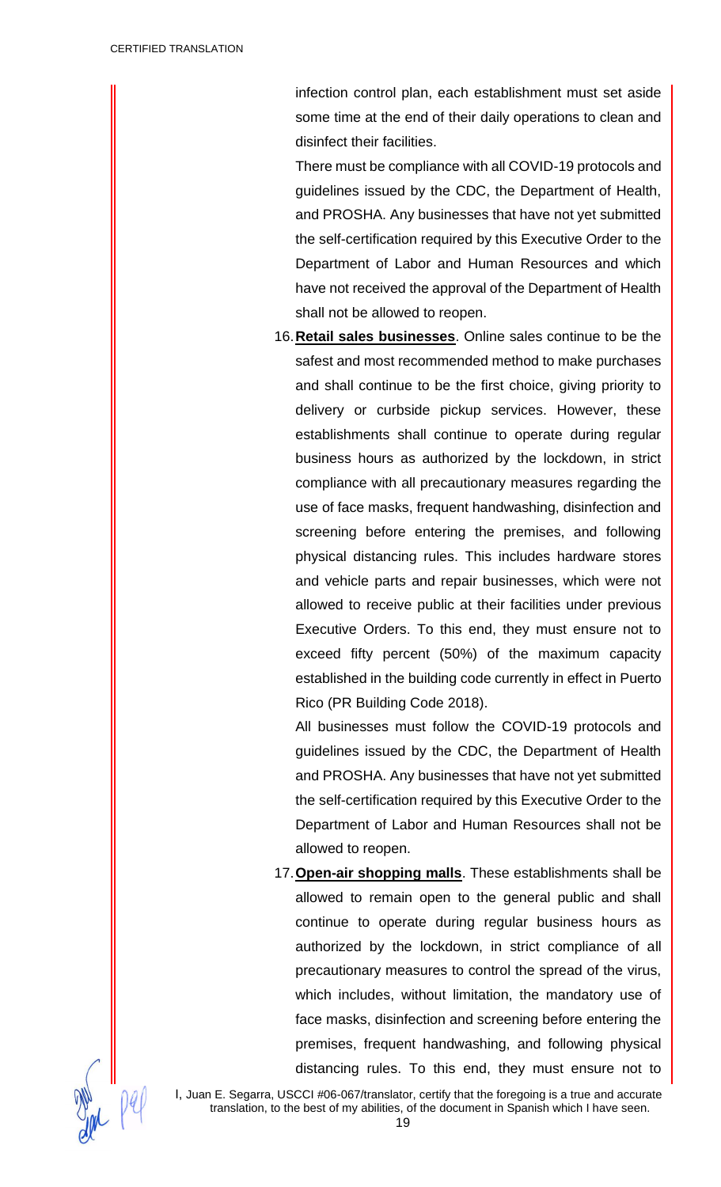infection control plan, each establishment must set aside some time at the end of their daily operations to clean and disinfect their facilities.

There must be compliance with all COVID-19 protocols and guidelines issued by the CDC, the Department of Health, and PROSHA. Any businesses that have not yet submitted the self-certification required by this Executive Order to the Department of Labor and Human Resources and which have not received the approval of the Department of Health shall not be allowed to reopen.

16. **Retail sales businesses**. Online sales continue to be the safest and most recommended method to make purchases and shall continue to be the first choice, giving priority to delivery or curbside pickup services. However, these establishments shall continue to operate during regular business hours as authorized by the lockdown, in strict compliance with all precautionary measures regarding the use of face masks, frequent handwashing, disinfection and screening before entering the premises, and following physical distancing rules. This includes hardware stores and vehicle parts and repair businesses, which were not allowed to receive public at their facilities under previous Executive Orders. To this end, they must ensure not to exceed fifty percent (50%) of the maximum capacity established in the building code currently in effect in Puerto Rico (PR Building Code 2018).

    All businesses must follow the COVID-19 protocols and guidelines issued by the CDC, the Department of Health and PROSHA. Any businesses that have not yet submitted the self-certification required by this Executive Order to the Department of Labor and Human Resources shall not be allowed to reopen.

17. **Open-air shopping malls**. These establishments shall be allowed to remain open to the general public and shall continue to operate during regular business hours as authorized by the lockdown, in strict compliance of all precautionary measures to control the spread of the virus, which includes, without limitation, the mandatory use of face masks, disinfection and screening before entering the premises, frequent handwashing, and following physical distancing rules. To this end, they must ensure not to

I, Juan E. Segarra, USCCI #06-067/translator, certify that the foregoing is a true and accurate translation, to the best of my abilities, of the document in Spanish which I have seen.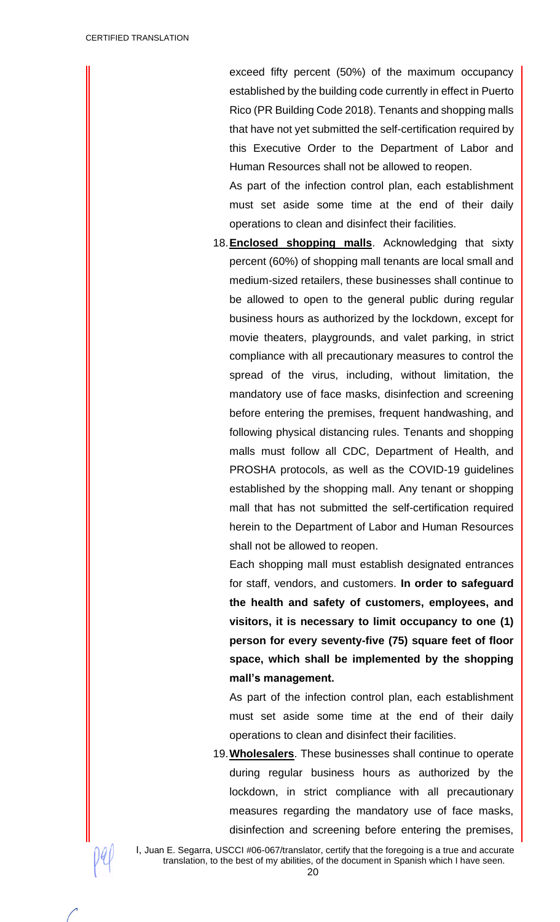exceed fifty percent (50%) of the maximum occupancy established by the building code currently in effect in Puerto Rico (PR Building Code 2018). Tenants and shopping malls that have not yet submitted the self-certification required by this Executive Order to the Department of Labor and Human Resources shall not be allowed to reopen.

As part of the infection control plan, each establishment must set aside some time at the end of their daily operations to clean and disinfect their facilities.

18. **Enclosed shopping malls**. Acknowledging that sixty percent (60%) of shopping mall tenants are local small and medium-sized retailers, these businesses shall continue to be allowed to open to the general public during regular business hours as authorized by the lockdown, except for movie theaters, playgrounds, and valet parking, in strict compliance with all precautionary measures to control the spread of the virus, including, without limitation, the mandatory use of face masks, disinfection and screening before entering the premises, frequent handwashing, and following physical distancing rules. Tenants and shopping malls must follow all CDC, Department of Health, and PROSHA protocols, as well as the COVID-19 guidelines established by the shopping mall. Any tenant or shopping mall that has not submitted the self-certification required herein to the Department of Labor and Human Resources shall not be allowed to reopen.

    Each shopping mall must establish designated entrances for staff, vendors, and customers. **In order to safeguard the health and safety of customers, employees, and visitors, it is necessary to limit occupancy to one (1) person for every seventy-five (75) square feet of floor space, which shall be implemented by the shopping mall's management.**

    As part of the infection control plan, each establishment must set aside some time at the end of their daily operations to clean and disinfect their facilities.

19. **Wholesalers**. These businesses shall continue to operate during regular business hours as authorized by the lockdown, in strict compliance with all precautionary measures regarding the mandatory use of face masks, disinfection and screening before entering the premises,

I, Juan E. Segarra, USCCI #06-067/translator, certify that the foregoing is a true and accurate translation, to the best of my abilities, of the document in Spanish which I have seen.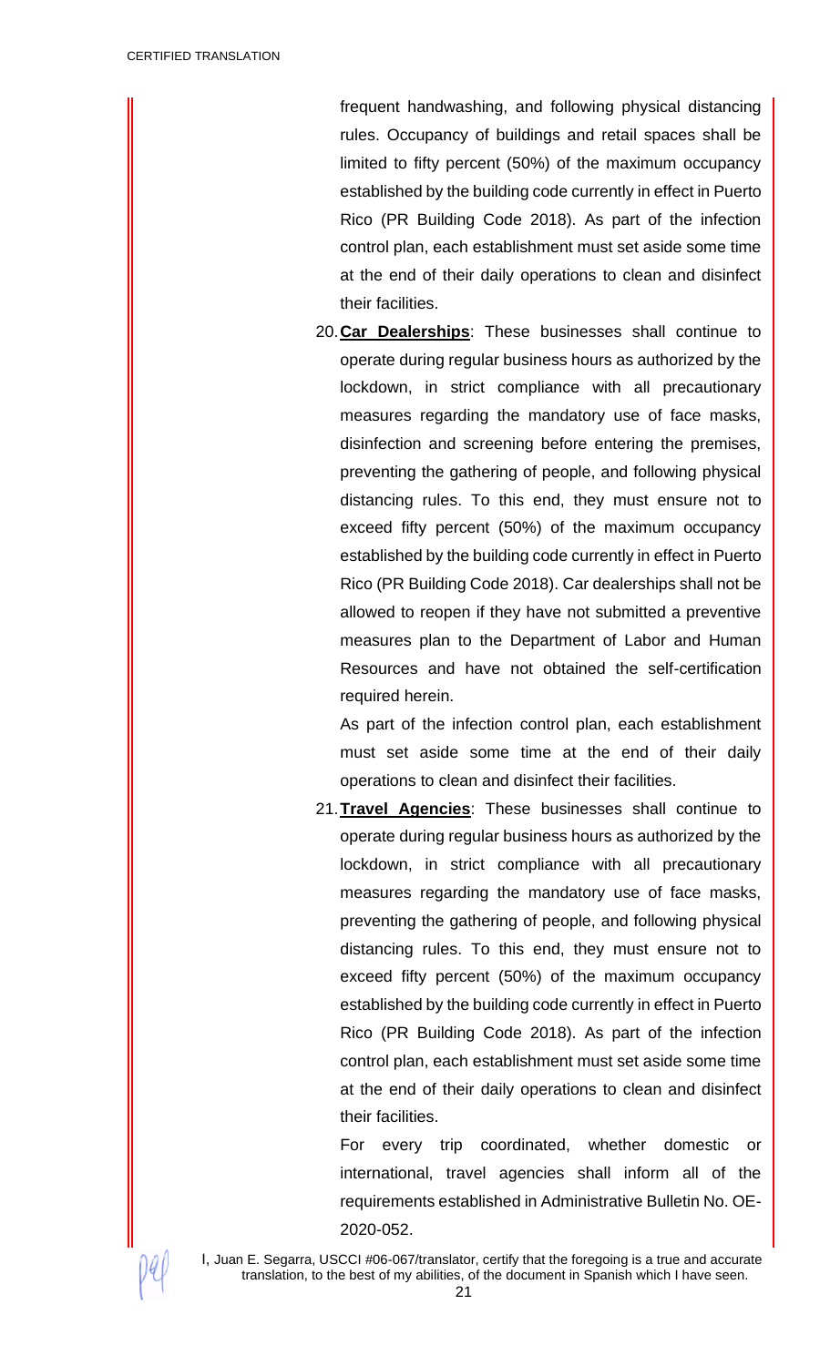frequent handwashing, and following physical distancing rules. Occupancy of buildings and retail spaces shall be limited to fifty percent (50%) of the maximum occupancy established by the building code currently in effect in Puerto Rico (PR Building Code 2018). As part of the infection control plan, each establishment must set aside some time at the end of their daily operations to clean and disinfect their facilities.

20. **Car Dealerships**: These businesses shall continue to operate during regular business hours as authorized by the lockdown, in strict compliance with all precautionary measures regarding the mandatory use of face masks, disinfection and screening before entering the premises, preventing the gathering of people, and following physical distancing rules. To this end, they must ensure not to exceed fifty percent (50%) of the maximum occupancy established by the building code currently in effect in Puerto Rico (PR Building Code 2018). Car dealerships shall not be allowed to reopen if they have not submitted a preventive measures plan to the Department of Labor and Human Resources and have not obtained the self-certification required herein.

    As part of the infection control plan, each establishment must set aside some time at the end of their daily operations to clean and disinfect their facilities.

21. **Travel Agencies**: These businesses shall continue to operate during regular business hours as authorized by the lockdown, in strict compliance with all precautionary measures regarding the mandatory use of face masks, preventing the gathering of people, and following physical distancing rules. To this end, they must ensure not to exceed fifty percent (50%) of the maximum occupancy established by the building code currently in effect in Puerto Rico (PR Building Code 2018). As part of the infection control plan, each establishment must set aside some time at the end of their daily operations to clean and disinfect their facilities.

    For every trip coordinated, whether domestic or international, travel agencies shall inform all of the requirements established in Administrative Bulletin No. OE-2020-052.

I, Juan E. Segarra, USCCI #06-067/translator, certify that the foregoing is a true and accurate translation, to the best of my abilities, of the document in Spanish which I have seen.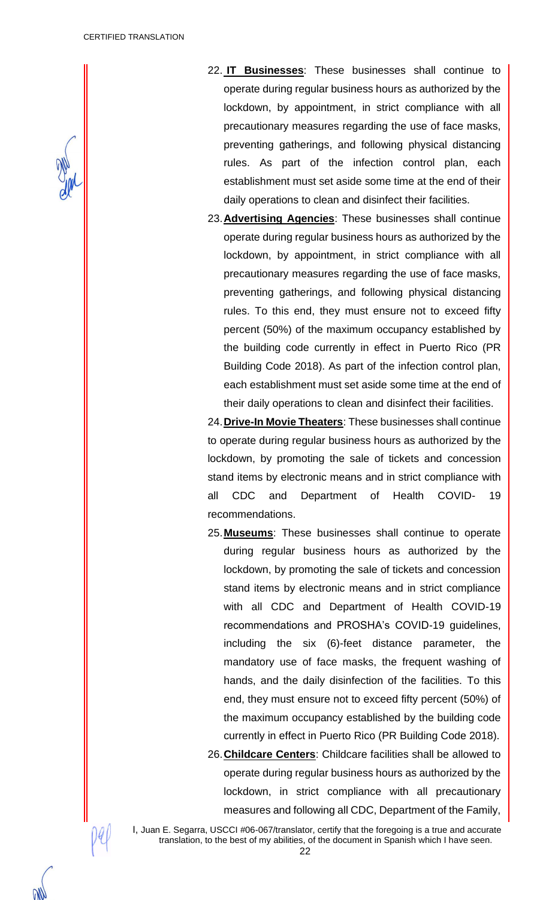22. **IT Businesses**: These businesses shall continue to operate during regular business hours as authorized by the lockdown, by appointment, in strict compliance with all precautionary measures regarding the use of face masks, preventing gatherings, and following physical distancing rules. As part of the infection control plan, each establishment must set aside some time at the end of their daily operations to clean and disinfect their facilities.

23. **Advertising Agencies**: These businesses shall continue operate during regular business hours as authorized by the lockdown, by appointment, in strict compliance with all precautionary measures regarding the use of face masks, preventing gatherings, and following physical distancing rules. To this end, they must ensure not to exceed fifty percent (50%) of the maximum occupancy established by the building code currently in effect in Puerto Rico (PR Building Code 2018). As part of the infection control plan, each establishment must set aside some time at the end of their daily operations to clean and disinfect their facilities.

24. **Drive-In Movie Theaters**: These businesses shall continue to operate during regular business hours as authorized by the lockdown, by promoting the sale of tickets and concession stand items by electronic means and in strict compliance with all CDC and Department of Health COVID- 19 recommendations.

25. **Museums**: These businesses shall continue to operate during regular business hours as authorized by the lockdown, by promoting the sale of tickets and concession stand items by electronic means and in strict compliance with all CDC and Department of Health COVID-19 recommendations and PROSHA's COVID-19 guidelines, including the six (6)-feet distance parameter, the mandatory use of face masks, the frequent washing of hands, and the daily disinfection of the facilities. To this end, they must ensure not to exceed fifty percent (50%) of the maximum occupancy established by the building code currently in effect in Puerto Rico (PR Building Code 2018).

26. **Childcare Centers**: Childcare facilities shall be allowed to operate during regular business hours as authorized by the lockdown, in strict compliance with all precautionary measures and following all CDC, Department of the Family,

I, Juan E. Segarra, USCCI #06-067/translator, certify that the foregoing is a true and accurate translation, to the best of my abilities, of the document in Spanish which I have seen.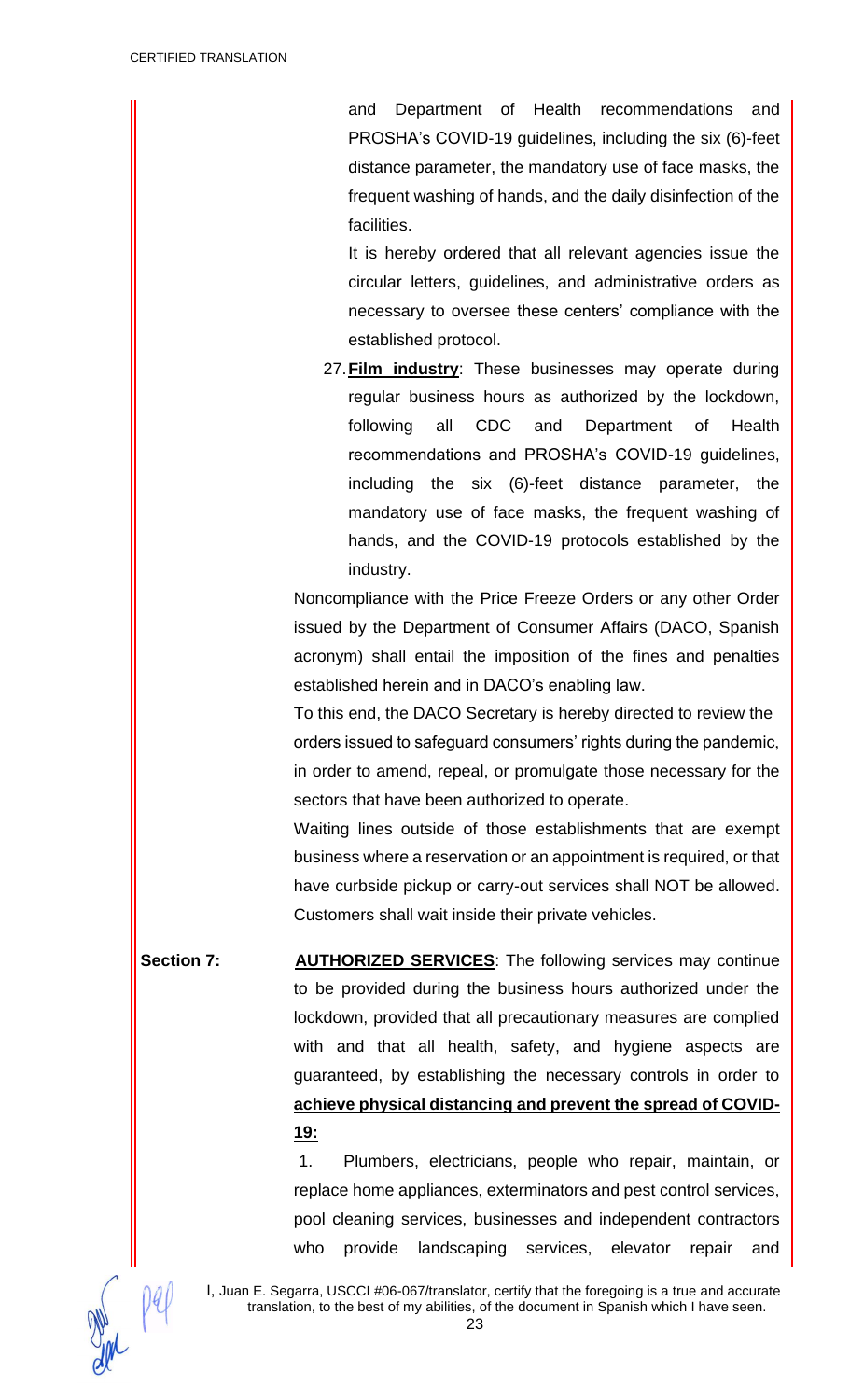and Department of Health recommendations and PROSHA's COVID-19 guidelines, including the six (6)-feet distance parameter, the mandatory use of face masks, the frequent washing of hands, and the daily disinfection of the facilities.

It is hereby ordered that all relevant agencies issue the circular letters, guidelines, and administrative orders as necessary to oversee these centers' compliance with the established protocol.

27. **<u>Film industry</u>**: These businesses may operate during regular business hours as authorized by the lockdown, following all CDC and Department of Health recommendations and PROSHA's COVID-19 guidelines, including the six (6)-feet distance parameter, the mandatory use of face masks, the frequent washing of hands, and the COVID-19 protocols established by the industry.

Noncompliance with the Price Freeze Orders or any other Order issued by the Department of Consumer Affairs (DACO, Spanish acronym) shall entail the imposition of the fines and penalties established herein and in DACO's enabling law.

To this end, the DACO Secretary is hereby directed to review the orders issued to safeguard consumers' rights during the pandemic, in order to amend, repeal, or promulgate those necessary for the sectors that have been authorized to operate.

Waiting lines outside of those establishments that are exempt business where a reservation or an appointment is required, or that have curbside pickup or carry-out services shall NOT be allowed. Customers shall wait inside their private vehicles.

**Section 7:** **<u>AUTHORIZED SERVICES</u>**: The following services may continue to be provided during the business hours authorized under the lockdown, provided that all precautionary measures are complied with and that all health, safety, and hygiene aspects are guaranteed, by establishing the necessary controls in order to **<u>achieve physical distancing and prevent the spread of COVID-19:</u>**

1. Plumbers, electricians, people who repair, maintain, or replace home appliances, exterminators and pest control services, pool cleaning services, businesses and independent contractors who provide landscaping services, elevator repair and

I, Juan E. Segarra, USCCI #06-067/translator, certify that the foregoing is a true and accurate translation, to the best of my abilities, of the document in Spanish which I have seen.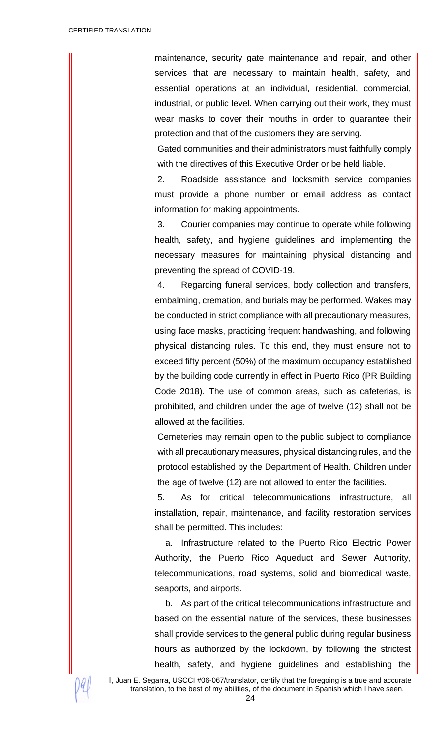maintenance, security gate maintenance and repair, and other services that are necessary to maintain health, safety, and essential operations at an individual, residential, commercial, industrial, or public level. When carrying out their work, they must wear masks to cover their mouths in order to guarantee their protection and that of the customers they are serving.

Gated communities and their administrators must faithfully comply with the directives of this Executive Order or be held liable.

2. Roadside assistance and locksmith service companies must provide a phone number or email address as contact information for making appointments.

3. Courier companies may continue to operate while following health, safety, and hygiene guidelines and implementing the necessary measures for maintaining physical distancing and preventing the spread of COVID-19.

4. Regarding funeral services, body collection and transfers, embalming, cremation, and burials may be performed. Wakes may be conducted in strict compliance with all precautionary measures, using face masks, practicing frequent handwashing, and following physical distancing rules. To this end, they must ensure not to exceed fifty percent (50%) of the maximum occupancy established by the building code currently in effect in Puerto Rico (PR Building Code 2018). The use of common areas, such as cafeterias, is prohibited, and children under the age of twelve (12) shall not be allowed at the facilities.

Cemeteries may remain open to the public subject to compliance with all precautionary measures, physical distancing rules, and the protocol established by the Department of Health. Children under the age of twelve (12) are not allowed to enter the facilities.

5. As for critical telecommunications infrastructure, all installation, repair, maintenance, and facility restoration services shall be permitted. This includes:

a. Infrastructure related to the Puerto Rico Electric Power Authority, the Puerto Rico Aqueduct and Sewer Authority, telecommunications, road systems, solid and biomedical waste, seaports, and airports.

b. As part of the critical telecommunications infrastructure and based on the essential nature of the services, these businesses shall provide services to the general public during regular business hours as authorized by the lockdown, by following the strictest health, safety, and hygiene guidelines and establishing the

I, Juan E. Segarra, USCCI #06-067/translator, certify that the foregoing is a true and accurate translation, to the best of my abilities, of the document in Spanish which I have seen.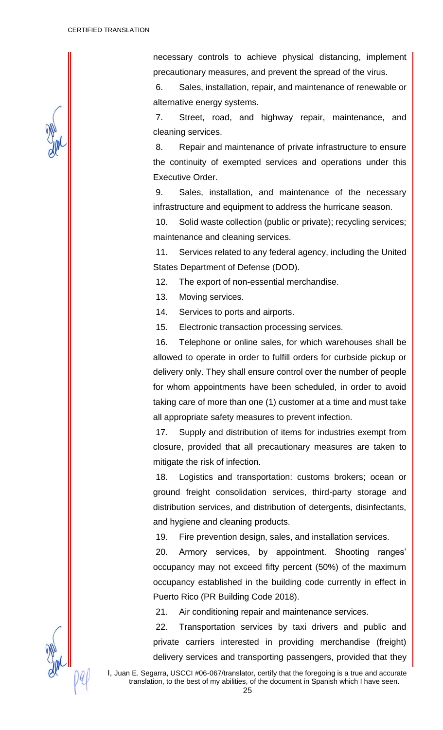necessary controls to achieve physical distancing, implement precautionary measures, and prevent the spread of the virus.

6. Sales, installation, repair, and maintenance of renewable or alternative energy systems.

7. Street, road, and highway repair, maintenance, and cleaning services.

8. Repair and maintenance of private infrastructure to ensure the continuity of exempted services and operations under this Executive Order.

9. Sales, installation, and maintenance of the necessary infrastructure and equipment to address the hurricane season.

10. Solid waste collection (public or private); recycling services; maintenance and cleaning services.

11. Services related to any federal agency, including the United States Department of Defense (DOD).

12. The export of non-essential merchandise.

13. Moving services.

14. Services to ports and airports.

15. Electronic transaction processing services.

16. Telephone or online sales, for which warehouses shall be allowed to operate in order to fulfill orders for curbside pickup or delivery only. They shall ensure control over the number of people for whom appointments have been scheduled, in order to avoid taking care of more than one (1) customer at a time and must take all appropriate safety measures to prevent infection.

17. Supply and distribution of items for industries exempt from closure, provided that all precautionary measures are taken to mitigate the risk of infection.

18. Logistics and transportation: customs brokers; ocean or ground freight consolidation services, third-party storage and distribution services, and distribution of detergents, disinfectants, and hygiene and cleaning products.

19. Fire prevention design, sales, and installation services.

20. Armory services, by appointment. Shooting ranges' occupancy may not exceed fifty percent (50%) of the maximum occupancy established in the building code currently in effect in Puerto Rico (PR Building Code 2018).

21. Air conditioning repair and maintenance services.

22. Transportation services by taxi drivers and public and private carriers interested in providing merchandise (freight) delivery services and transporting passengers, provided that they

I, Juan E. Segarra, USCCI #06-067/translator, certify that the foregoing is a true and accurate translation, to the best of my abilities, of the document in Spanish which I have seen.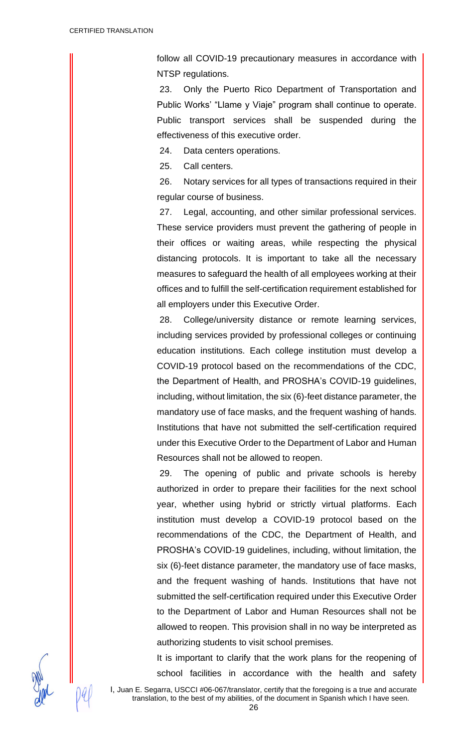follow all COVID-19 precautionary measures in accordance with NTSP regulations.

23. Only the Puerto Rico Department of Transportation and Public Works' "Llame y Viaje" program shall continue to operate. Public transport services shall be suspended during the effectiveness of this executive order.

24. Data centers operations.

25. Call centers.

26. Notary services for all types of transactions required in their regular course of business.

27. Legal, accounting, and other similar professional services. These service providers must prevent the gathering of people in their offices or waiting areas, while respecting the physical distancing protocols. It is important to take all the necessary measures to safeguard the health of all employees working at their offices and to fulfill the self-certification requirement established for all employers under this Executive Order.

28. College/university distance or remote learning services, including services provided by professional colleges or continuing education institutions. Each college institution must develop a COVID-19 protocol based on the recommendations of the CDC, the Department of Health, and PROSHA's COVID-19 guidelines, including, without limitation, the six (6)-feet distance parameter, the mandatory use of face masks, and the frequent washing of hands. Institutions that have not submitted the self-certification required under this Executive Order to the Department of Labor and Human Resources shall not be allowed to reopen.

29. The opening of public and private schools is hereby authorized in order to prepare their facilities for the next school year, whether using hybrid or strictly virtual platforms. Each institution must develop a COVID-19 protocol based on the recommendations of the CDC, the Department of Health, and PROSHA's COVID-19 guidelines, including, without limitation, the six (6)-feet distance parameter, the mandatory use of face masks, and the frequent washing of hands. Institutions that have not submitted the self-certification required under this Executive Order to the Department of Labor and Human Resources shall not be allowed to reopen. This provision shall in no way be interpreted as authorizing students to visit school premises.

It is important to clarify that the work plans for the reopening of school facilities in accordance with the health and safety

I, Juan E. Segarra, USCCI #06-067/translator, certify that the foregoing is a true and accurate translation, to the best of my abilities, of the document in Spanish which I have seen.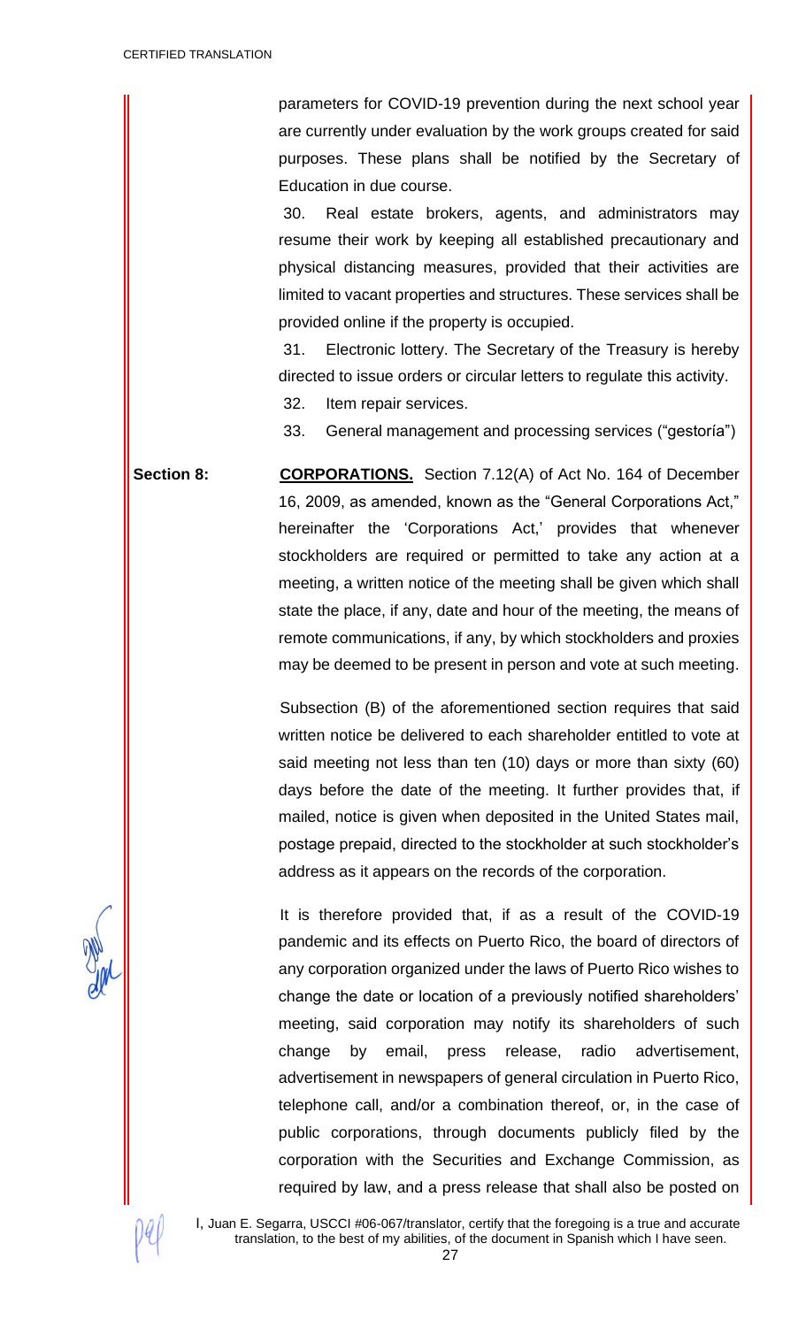parameters for COVID-19 prevention during the next school year are currently under evaluation by the work groups created for said purposes. These plans shall be notified by the Secretary of Education in due course.

30. Real estate brokers, agents, and administrators may resume their work by keeping all established precautionary and physical distancing measures, provided that their activities are limited to vacant properties and structures. These services shall be provided online if the property is occupied.

31. Electronic lottery. The Secretary of the Treasury is hereby directed to issue orders or circular letters to regulate this activity.

32. Item repair services.

33. General management and processing services ("gestoría")

**Section 8:** **CORPORATIONS.** Section 7.12(A) of Act No. 164 of December 16, 2009, as amended, known as the "General Corporations Act," hereinafter the 'Corporations Act,' provides that whenever stockholders are required or permitted to take any action at a meeting, a written notice of the meeting shall be given which shall state the place, if any, date and hour of the meeting, the means of remote communications, if any, by which stockholders and proxies may be deemed to be present in person and vote at such meeting.

Subsection (B) of the aforementioned section requires that said written notice be delivered to each shareholder entitled to vote at said meeting not less than ten (10) days or more than sixty (60) days before the date of the meeting. It further provides that, if mailed, notice is given when deposited in the United States mail, postage prepaid, directed to the stockholder at such stockholder's address as it appears on the records of the corporation.

It is therefore provided that, if as a result of the COVID-19 pandemic and its effects on Puerto Rico, the board of directors of any corporation organized under the laws of Puerto Rico wishes to change the date or location of a previously notified shareholders' meeting, said corporation may notify its shareholders of such change by email, press release, radio advertisement, advertisement in newspapers of general circulation in Puerto Rico, telephone call, and/or a combination thereof, or, in the case of public corporations, through documents publicly filed by the corporation with the Securities and Exchange Commission, as required by law, and a press release that shall also be posted on

I, Juan E. Segarra, USCCI #06-067/translator, certify that the foregoing is a true and accurate translation, to the best of my abilities, of the document in Spanish which I have seen.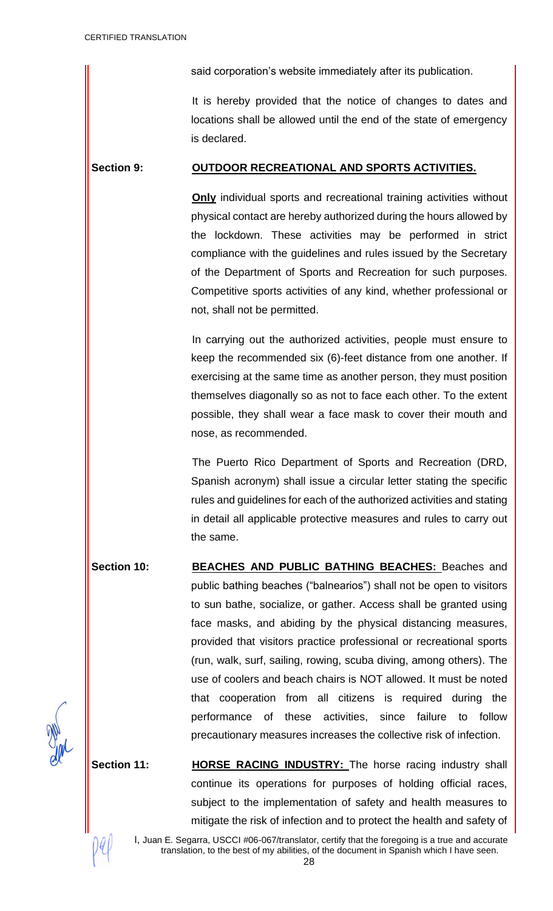said corporation's website immediately after its publication.

It is hereby provided that the notice of changes to dates and locations shall be allowed until the end of the state of emergency is declared.

**Section 9:** **OUTDOOR RECREATIONAL AND SPORTS ACTIVITIES.**

**Only** individual sports and recreational training activities without physical contact are hereby authorized during the hours allowed by the lockdown. These activities may be performed in strict compliance with the guidelines and rules issued by the Secretary of the Department of Sports and Recreation for such purposes. Competitive sports activities of any kind, whether professional or not, shall not be permitted.

In carrying out the authorized activities, people must ensure to keep the recommended six (6)-feet distance from one another. If exercising at the same time as another person, they must position themselves diagonally so as not to face each other. To the extent possible, they shall wear a face mask to cover their mouth and nose, as recommended.

The Puerto Rico Department of Sports and Recreation (DRD, Spanish acronym) shall issue a circular letter stating the specific rules and guidelines for each of the authorized activities and stating in detail all applicable protective measures and rules to carry out the same.

**Section 10:** **BEACHES AND PUBLIC BATHING BEACHES:** Beaches and public bathing beaches ("balnearios") shall not be open to visitors to sun bathe, socialize, or gather. Access shall be granted using face masks, and abiding by the physical distancing measures, provided that visitors practice professional or recreational sports (run, walk, surf, sailing, rowing, scuba diving, among others). The use of coolers and beach chairs is NOT allowed. It must be noted that cooperation from all citizens is required during the performance of these activities, since failure to follow precautionary measures increases the collective risk of infection.

**Section 11:** **HORSE RACING INDUSTRY:** The horse racing industry shall continue its operations for purposes of holding official races, subject to the implementation of safety and health measures to mitigate the risk of infection and to protect the health and safety of

I, Juan E. Segarra, USCCI #06-067/translator, certify that the foregoing is a true and accurate translation, to the best of my abilities, of the document in Spanish which I have seen.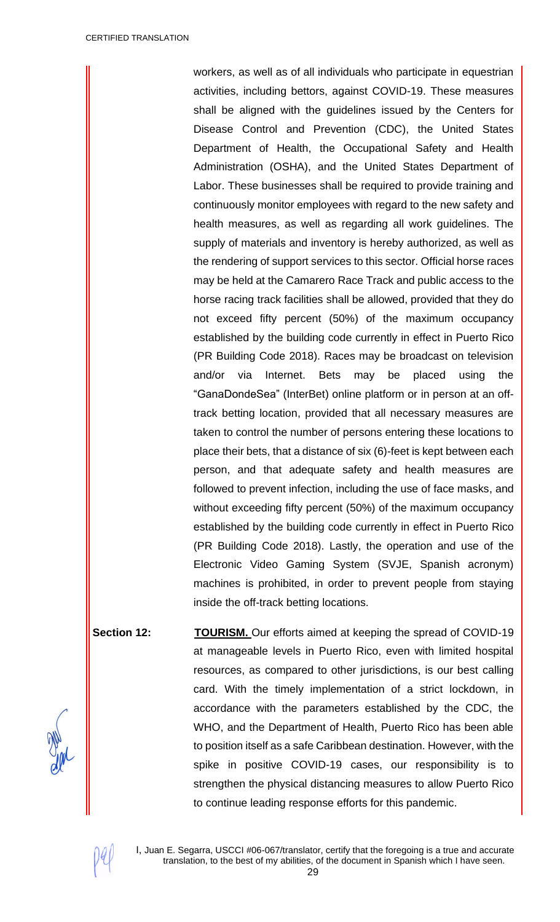workers, as well as of all individuals who participate in equestrian activities, including bettors, against COVID-19. These measures shall be aligned with the guidelines issued by the Centers for Disease Control and Prevention (CDC), the United States Department of Health, the Occupational Safety and Health Administration (OSHA), and the United States Department of Labor. These businesses shall be required to provide training and continuously monitor employees with regard to the new safety and health measures, as well as regarding all work guidelines. The supply of materials and inventory is hereby authorized, as well as the rendering of support services to this sector. Official horse races may be held at the Camarero Race Track and public access to the horse racing track facilities shall be allowed, provided that they do not exceed fifty percent (50%) of the maximum occupancy established by the building code currently in effect in Puerto Rico (PR Building Code 2018). Races may be broadcast on television and/or via Internet. Bets may be placed using the "GanaDondeSea" (InterBet) online platform or in person at an off-track betting location, provided that all necessary measures are taken to control the number of persons entering these locations to place their bets, that a distance of six (6)-feet is kept between each person, and that adequate safety and health measures are followed to prevent infection, including the use of face masks, and without exceeding fifty percent (50%) of the maximum occupancy established by the building code currently in effect in Puerto Rico (PR Building Code 2018). Lastly, the operation and use of the Electronic Video Gaming System (SVJE, Spanish acronym) machines is prohibited, in order to prevent people from staying inside the off-track betting locations.

**Section 12:** **TOURISM.** Our efforts aimed at keeping the spread of COVID-19 at manageable levels in Puerto Rico, even with limited hospital resources, as compared to other jurisdictions, is our best calling card. With the timely implementation of a strict lockdown, in accordance with the parameters established by the CDC, the WHO, and the Department of Health, Puerto Rico has been able to position itself as a safe Caribbean destination. However, with the spike in positive COVID-19 cases, our responsibility is to strengthen the physical distancing measures to allow Puerto Rico to continue leading response efforts for this pandemic.

I, Juan E. Segarra, USCCI #06-067/translator, certify that the foregoing is a true and accurate translation, to the best of my abilities, of the document in Spanish which I have seen.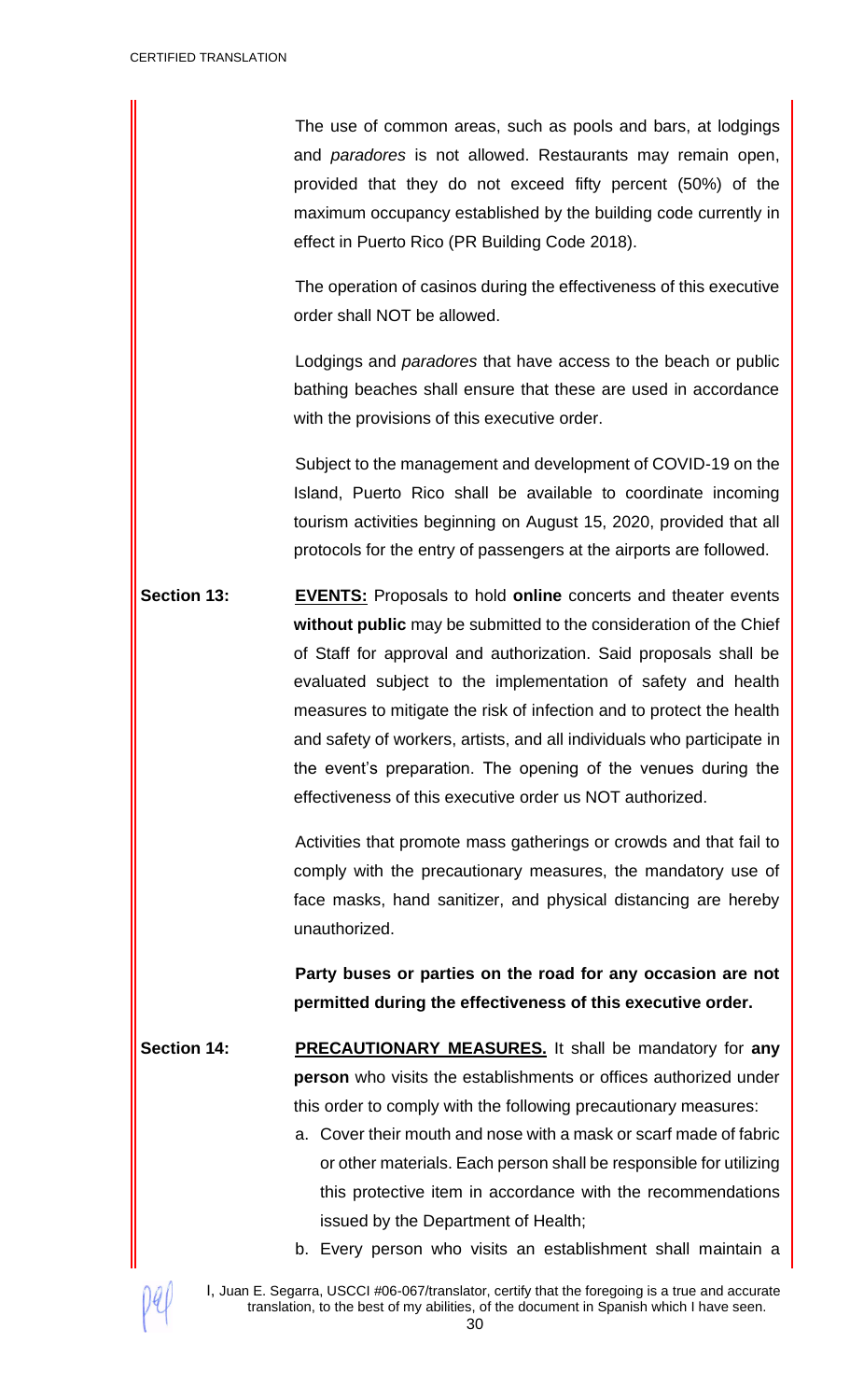The use of common areas, such as pools and bars, at lodgings and *paradores* is not allowed. Restaurants may remain open, provided that they do not exceed fifty percent (50%) of the maximum occupancy established by the building code currently in effect in Puerto Rico (PR Building Code 2018).

The operation of casinos during the effectiveness of this executive order shall NOT be allowed.

Lodgings and *paradores* that have access to the beach or public bathing beaches shall ensure that these are used in accordance with the provisions of this executive order.

Subject to the management and development of COVID-19 on the Island, Puerto Rico shall be available to coordinate incoming tourism activities beginning on August 15, 2020, provided that all protocols for the entry of passengers at the airports are followed.

**Section 13:** **EVENTS:** Proposals to hold **online** concerts and theater events **without public** may be submitted to the consideration of the Chief of Staff for approval and authorization. Said proposals shall be evaluated subject to the implementation of safety and health measures to mitigate the risk of infection and to protect the health and safety of workers, artists, and all individuals who participate in the event's preparation. The opening of the venues during the effectiveness of this executive order us NOT authorized.

Activities that promote mass gatherings or crowds and that fail to comply with the precautionary measures, the mandatory use of face masks, hand sanitizer, and physical distancing are hereby unauthorized.

**Party buses or parties on the road for any occasion are not permitted during the effectiveness of this executive order.**

**Section 14:** **PRECAUTIONARY MEASURES.** It shall be mandatory for **any person** who visits the establishments or offices authorized under this order to comply with the following precautionary measures:

a. Cover their mouth and nose with a mask or scarf made of fabric or other materials. Each person shall be responsible for utilizing this protective item in accordance with the recommendations issued by the Department of Health;
b. Every person who visits an establishment shall maintain a

I, Juan E. Segarra, USCCI #06-067/translator, certify that the foregoing is a true and accurate translation, to the best of my abilities, of the document in Spanish which I have seen.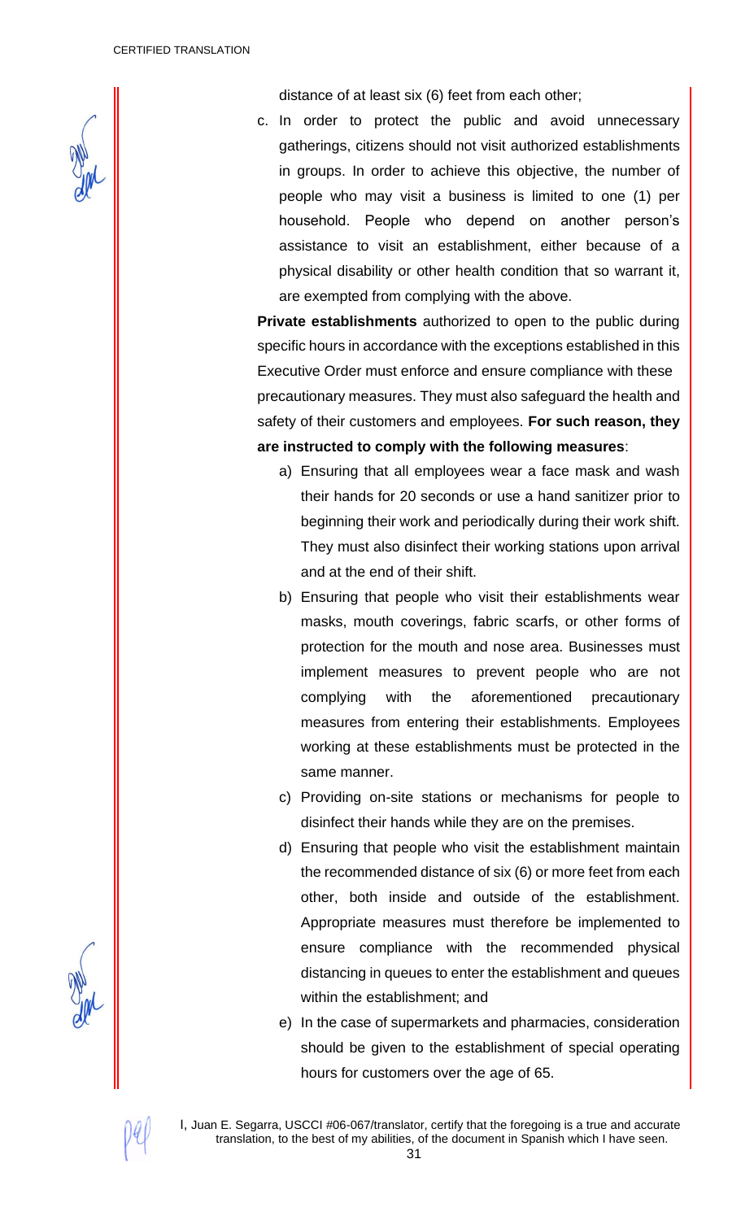distance of at least six (6) feet from each other;

c. In order to protect the public and avoid unnecessary gatherings, citizens should not visit authorized establishments in groups. In order to achieve this objective, the number of people who may visit a business is limited to one (1) per household. People who depend on another person's assistance to visit an establishment, either because of a physical disability or other health condition that so warrant it, are exempted from complying with the above.

**Private establishments** authorized to open to the public during specific hours in accordance with the exceptions established in this Executive Order must enforce and ensure compliance with these precautionary measures. They must also safeguard the health and safety of their customers and employees. **For such reason, they are instructed to comply with the following measures**:

a) Ensuring that all employees wear a face mask and wash their hands for 20 seconds or use a hand sanitizer prior to beginning their work and periodically during their work shift. They must also disinfect their working stations upon arrival and at the end of their shift.

b) Ensuring that people who visit their establishments wear masks, mouth coverings, fabric scarfs, or other forms of protection for the mouth and nose area. Businesses must implement measures to prevent people who are not complying with the aforementioned precautionary measures from entering their establishments. Employees working at these establishments must be protected in the same manner.

c) Providing on-site stations or mechanisms for people to disinfect their hands while they are on the premises.

d) Ensuring that people who visit the establishment maintain the recommended distance of six (6) or more feet from each other, both inside and outside of the establishment. Appropriate measures must therefore be implemented to ensure compliance with the recommended physical distancing in queues to enter the establishment and queues within the establishment; and

e) In the case of supermarkets and pharmacies, consideration should be given to the establishment of special operating hours for customers over the age of 65.

I, Juan E. Segarra, USCCI #06-067/translator, certify that the foregoing is a true and accurate translation, to the best of my abilities, of the document in Spanish which I have seen.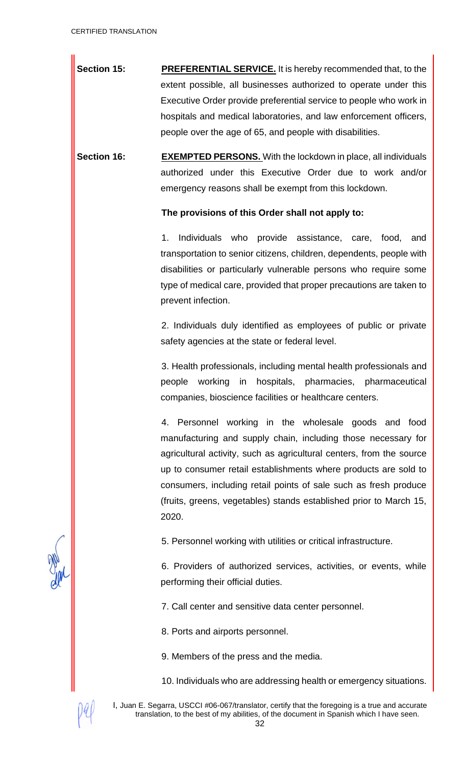**Section 15:** **PREFERENTIAL SERVICE.** It is hereby recommended that, to the extent possible, all businesses authorized to operate under this Executive Order provide preferential service to people who work in hospitals and medical laboratories, and law enforcement officers, people over the age of 65, and people with disabilities.

**Section 16:** **EXEMPTED PERSONS.** With the lockdown in place, all individuals authorized under this Executive Order due to work and/or emergency reasons shall be exempt from this lockdown.

**The provisions of this Order shall not apply to:**

1. Individuals who provide assistance, care, food, and transportation to senior citizens, children, dependents, people with disabilities or particularly vulnerable persons who require some type of medical care, provided that proper precautions are taken to prevent infection.

2. Individuals duly identified as employees of public or private safety agencies at the state or federal level.

3. Health professionals, including mental health professionals and people working in hospitals, pharmacies, pharmaceutical companies, bioscience facilities or healthcare centers.

4. Personnel working in the wholesale goods and food manufacturing and supply chain, including those necessary for agricultural activity, such as agricultural centers, from the source up to consumer retail establishments where products are sold to consumers, including retail points of sale such as fresh produce (fruits, greens, vegetables) stands established prior to March 15, 2020.

5. Personnel working with utilities or critical infrastructure.

6. Providers of authorized services, activities, or events, while performing their official duties.

7. Call center and sensitive data center personnel.

8. Ports and airports personnel.

9. Members of the press and the media.

10. Individuals who are addressing health or emergency situations.

I, Juan E. Segarra, USCCI #06-067/translator, certify that the foregoing is a true and accurate translation, to the best of my abilities, of the document in Spanish which I have seen.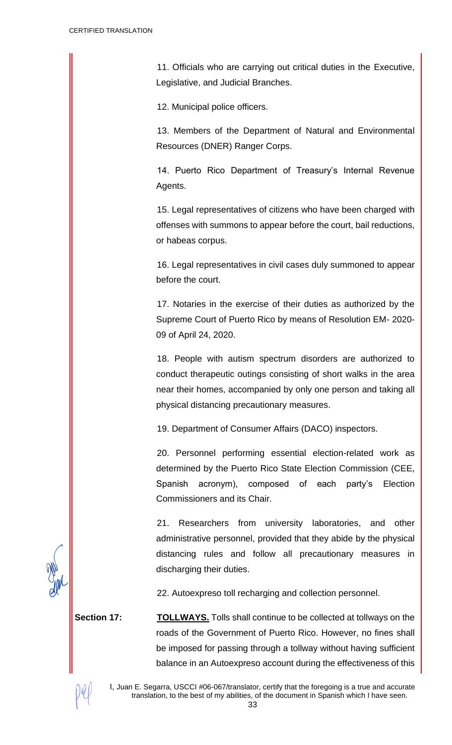11. Officials who are carrying out critical duties in the Executive, Legislative, and Judicial Branches.

12. Municipal police officers.

13. Members of the Department of Natural and Environmental Resources (DNER) Ranger Corps.

14. Puerto Rico Department of Treasury's Internal Revenue Agents.

15. Legal representatives of citizens who have been charged with offenses with summons to appear before the court, bail reductions, or habeas corpus.

16. Legal representatives in civil cases duly summoned to appear before the court.

17. Notaries in the exercise of their duties as authorized by the Supreme Court of Puerto Rico by means of Resolution EM- 2020-09 of April 24, 2020.

18. People with autism spectrum disorders are authorized to conduct therapeutic outings consisting of short walks in the area near their homes, accompanied by only one person and taking all physical distancing precautionary measures.

19. Department of Consumer Affairs (DACO) inspectors.

20. Personnel performing essential election-related work as determined by the Puerto Rico State Election Commission (CEE, Spanish acronym), composed of each party's Election Commissioners and its Chair.

21. Researchers from university laboratories, and other administrative personnel, provided that they abide by the physical distancing rules and follow all precautionary measures in discharging their duties.

22. Autoexpreso toll recharging and collection personnel.

**Section 17:** **TOLLWAYS.** Tolls shall continue to be collected at tollways on the roads of the Government of Puerto Rico. However, no fines shall be imposed for passing through a tollway without having sufficient balance in an Autoexpreso account during the effectiveness of this

I, Juan E. Segarra, USCCI #06-067/translator, certify that the foregoing is a true and accurate translation, to the best of my abilities, of the document in Spanish which I have seen.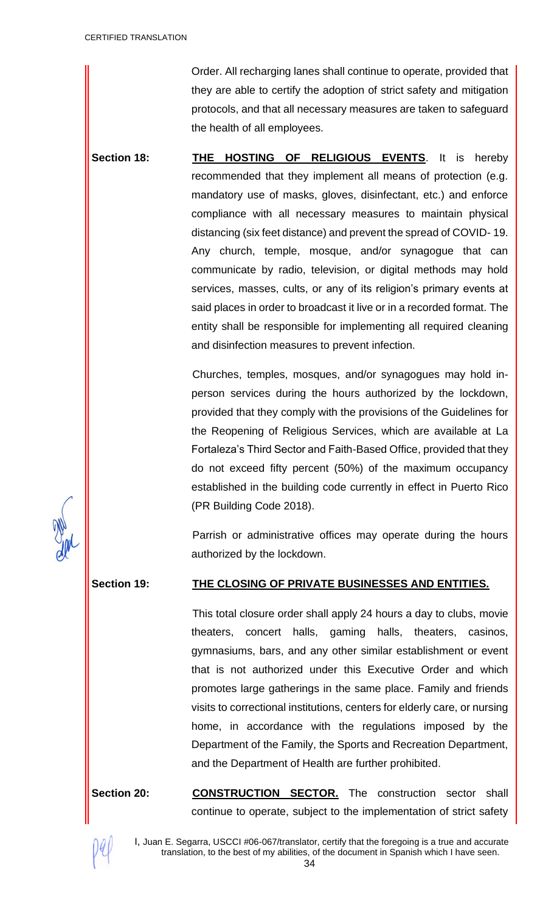Order. All recharging lanes shall continue to operate, provided that they are able to certify the adoption of strict safety and mitigation protocols, and that all necessary measures are taken to safeguard the health of all employees.

**Section 18:** **THE HOSTING OF RELIGIOUS EVENTS**. It is hereby recommended that they implement all means of protection (e.g. mandatory use of masks, gloves, disinfectant, etc.) and enforce compliance with all necessary measures to maintain physical distancing (six feet distance) and prevent the spread of COVID- 19. Any church, temple, mosque, and/or synagogue that can communicate by radio, television, or digital methods may hold services, masses, cults, or any of its religion's primary events at said places in order to broadcast it live or in a recorded format. The entity shall be responsible for implementing all required cleaning and disinfection measures to prevent infection.

Churches, temples, mosques, and/or synagogues may hold in-person services during the hours authorized by the lockdown, provided that they comply with the provisions of the Guidelines for the Reopening of Religious Services, which are available at La Fortaleza's Third Sector and Faith-Based Office, provided that they do not exceed fifty percent (50%) of the maximum occupancy established in the building code currently in effect in Puerto Rico (PR Building Code 2018).

Parrish or administrative offices may operate during the hours authorized by the lockdown.

**Section 19:** **THE CLOSING OF PRIVATE BUSINESSES AND ENTITIES.**

This total closure order shall apply 24 hours a day to clubs, movie theaters, concert halls, gaming halls, theaters, casinos, gymnasiums, bars, and any other similar establishment or event that is not authorized under this Executive Order and which promotes large gatherings in the same place. Family and friends visits to correctional institutions, centers for elderly care, or nursing home, in accordance with the regulations imposed by the Department of the Family, the Sports and Recreation Department, and the Department of Health are further prohibited.

**Section 20:** **CONSTRUCTION SECTOR.** The construction sector shall continue to operate, subject to the implementation of strict safety

I, Juan E. Segarra, USCCI #06-067/translator, certify that the foregoing is a true and accurate translation, to the best of my abilities, of the document in Spanish which I have seen.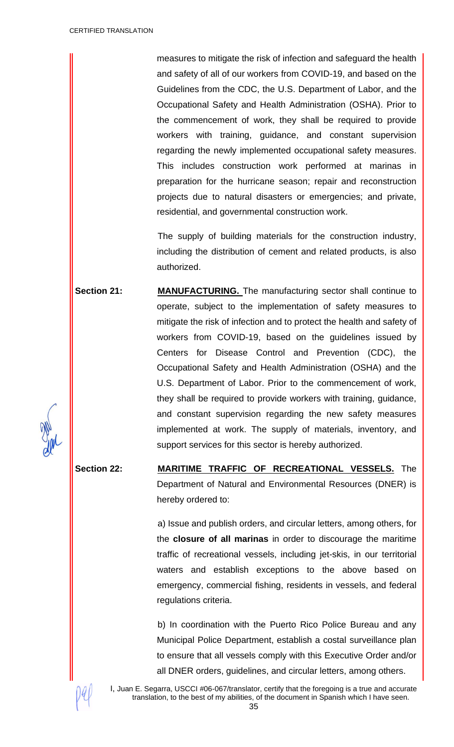measures to mitigate the risk of infection and safeguard the health and safety of all of our workers from COVID-19, and based on the Guidelines from the CDC, the U.S. Department of Labor, and the Occupational Safety and Health Administration (OSHA). Prior to the commencement of work, they shall be required to provide workers with training, guidance, and constant supervision regarding the newly implemented occupational safety measures. This includes construction work performed at marinas in preparation for the hurricane season; repair and reconstruction projects due to natural disasters or emergencies; and private, residential, and governmental construction work.

The supply of building materials for the construction industry, including the distribution of cement and related products, is also authorized.

**Section 21:** **MANUFACTURING.** The manufacturing sector shall continue to operate, subject to the implementation of safety measures to mitigate the risk of infection and to protect the health and safety of workers from COVID-19, based on the guidelines issued by Centers for Disease Control and Prevention (CDC), the Occupational Safety and Health Administration (OSHA) and the U.S. Department of Labor. Prior to the commencement of work, they shall be required to provide workers with training, guidance, and constant supervision regarding the new safety measures implemented at work. The supply of materials, inventory, and support services for this sector is hereby authorized.

**Section 22:** **MARITIME TRAFFIC OF RECREATIONAL VESSELS.** The Department of Natural and Environmental Resources (DNER) is hereby ordered to:

a) Issue and publish orders, and circular letters, among others, for the **closure of all marinas** in order to discourage the maritime traffic of recreational vessels, including jet-skis, in our territorial waters and establish exceptions to the above based on emergency, commercial fishing, residents in vessels, and federal regulations criteria.

b) In coordination with the Puerto Rico Police Bureau and any Municipal Police Department, establish a costal surveillance plan to ensure that all vessels comply with this Executive Order and/or all DNER orders, guidelines, and circular letters, among others.

I, Juan E. Segarra, USCCI #06-067/translator, certify that the foregoing is a true and accurate translation, to the best of my abilities, of the document in Spanish which I have seen.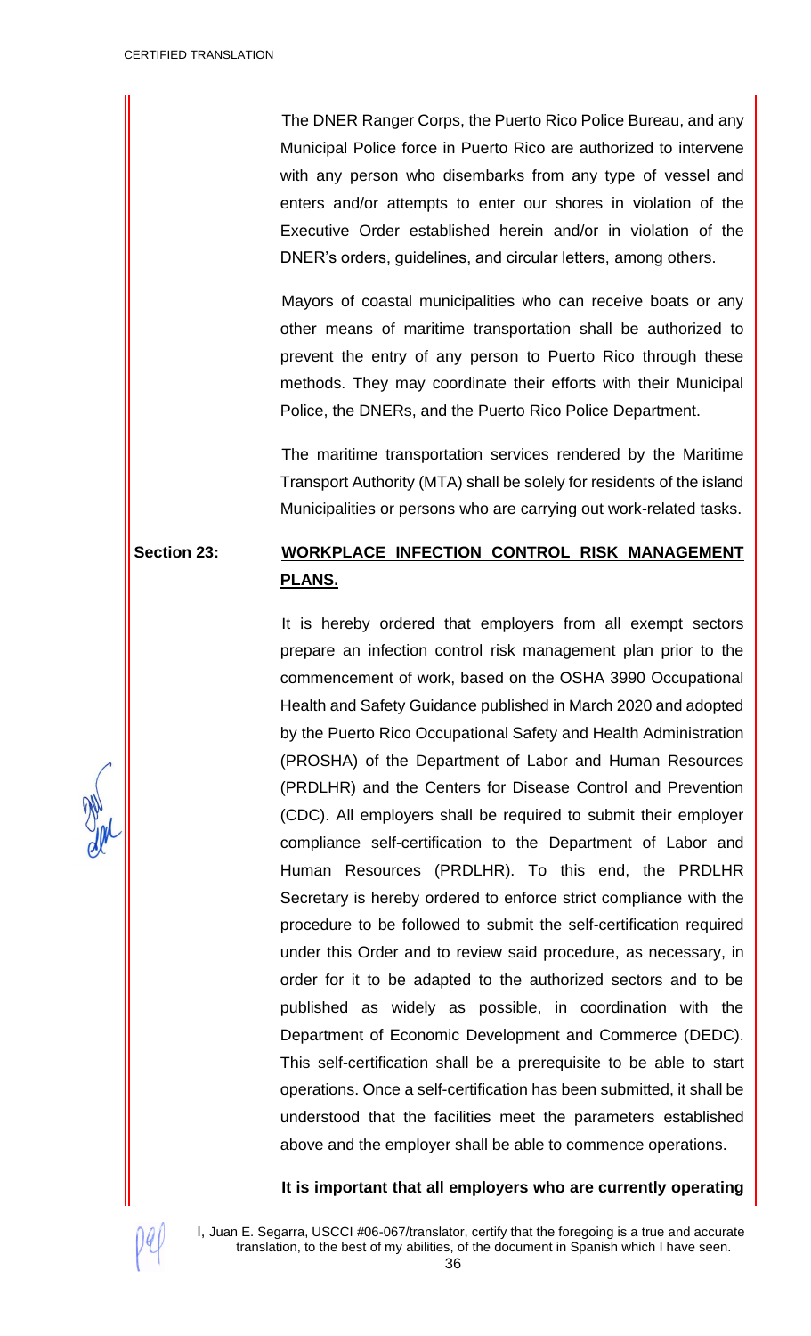The DNER Ranger Corps, the Puerto Rico Police Bureau, and any Municipal Police force in Puerto Rico are authorized to intervene with any person who disembarks from any type of vessel and enters and/or attempts to enter our shores in violation of the Executive Order established herein and/or in violation of the DNER's orders, guidelines, and circular letters, among others.

Mayors of coastal municipalities who can receive boats or any other means of maritime transportation shall be authorized to prevent the entry of any person to Puerto Rico through these methods. They may coordinate their efforts with their Municipal Police, the DNERs, and the Puerto Rico Police Department.

The maritime transportation services rendered by the Maritime Transport Authority (MTA) shall be solely for residents of the island Municipalities or persons who are carrying out work-related tasks.

**Section 23:** **WORKPLACE INFECTION CONTROL RISK MANAGEMENT PLANS.**

It is hereby ordered that employers from all exempt sectors prepare an infection control risk management plan prior to the commencement of work, based on the OSHA 3990 Occupational Health and Safety Guidance published in March 2020 and adopted by the Puerto Rico Occupational Safety and Health Administration (PROSHA) of the Department of Labor and Human Resources (PRDLHR) and the Centers for Disease Control and Prevention (CDC). All employers shall be required to submit their employer compliance self-certification to the Department of Labor and Human Resources (PRDLHR). To this end, the PRDLHR Secretary is hereby ordered to enforce strict compliance with the procedure to be followed to submit the self-certification required under this Order and to review said procedure, as necessary, in order for it to be adapted to the authorized sectors and to be published as widely as possible, in coordination with the Department of Economic Development and Commerce (DEDC). This self-certification shall be a prerequisite to be able to start operations. Once a self-certification has been submitted, it shall be understood that the facilities meet the parameters established above and the employer shall be able to commence operations.

**It is important that all employers who are currently operating**

I, Juan E. Segarra, USCCI #06-067/translator, certify that the foregoing is a true and accurate translation, to the best of my abilities, of the document in Spanish which I have seen.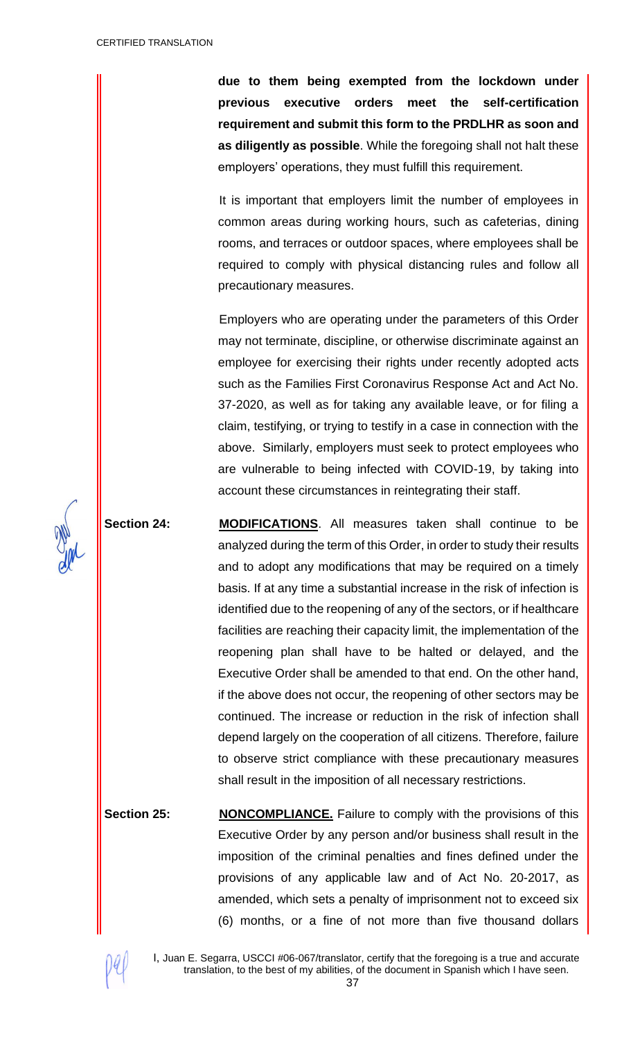**due to them being exempted from the lockdown under previous executive orders meet the self-certification requirement and submit this form to the PRDLHR as soon and as diligently as possible**. While the foregoing shall not halt these employers' operations, they must fulfill this requirement.

It is important that employers limit the number of employees in common areas during working hours, such as cafeterias, dining rooms, and terraces or outdoor spaces, where employees shall be required to comply with physical distancing rules and follow all precautionary measures.

Employers who are operating under the parameters of this Order may not terminate, discipline, or otherwise discriminate against an employee for exercising their rights under recently adopted acts such as the Families First Coronavirus Response Act and Act No. 37-2020, as well as for taking any available leave, or for filing a claim, testifying, or trying to testify in a case in connection with the above. Similarly, employers must seek to protect employees who are vulnerable to being infected with COVID-19, by taking into account these circumstances in reintegrating their staff.

**Section 24:** **MODIFICATIONS**. All measures taken shall continue to be analyzed during the term of this Order, in order to study their results and to adopt any modifications that may be required on a timely basis. If at any time a substantial increase in the risk of infection is identified due to the reopening of any of the sectors, or if healthcare facilities are reaching their capacity limit, the implementation of the reopening plan shall have to be halted or delayed, and the Executive Order shall be amended to that end. On the other hand, if the above does not occur, the reopening of other sectors may be continued. The increase or reduction in the risk of infection shall depend largely on the cooperation of all citizens. Therefore, failure to observe strict compliance with these precautionary measures shall result in the imposition of all necessary restrictions.

**Section 25:** **NONCOMPLIANCE.** Failure to comply with the provisions of this Executive Order by any person and/or business shall result in the imposition of the criminal penalties and fines defined under the provisions of any applicable law and of Act No. 20-2017, as amended, which sets a penalty of imprisonment not to exceed six (6) months, or a fine of not more than five thousand dollars

I, Juan E. Segarra, USCCI #06-067/translator, certify that the foregoing is a true and accurate translation, to the best of my abilities, of the document in Spanish which I have seen.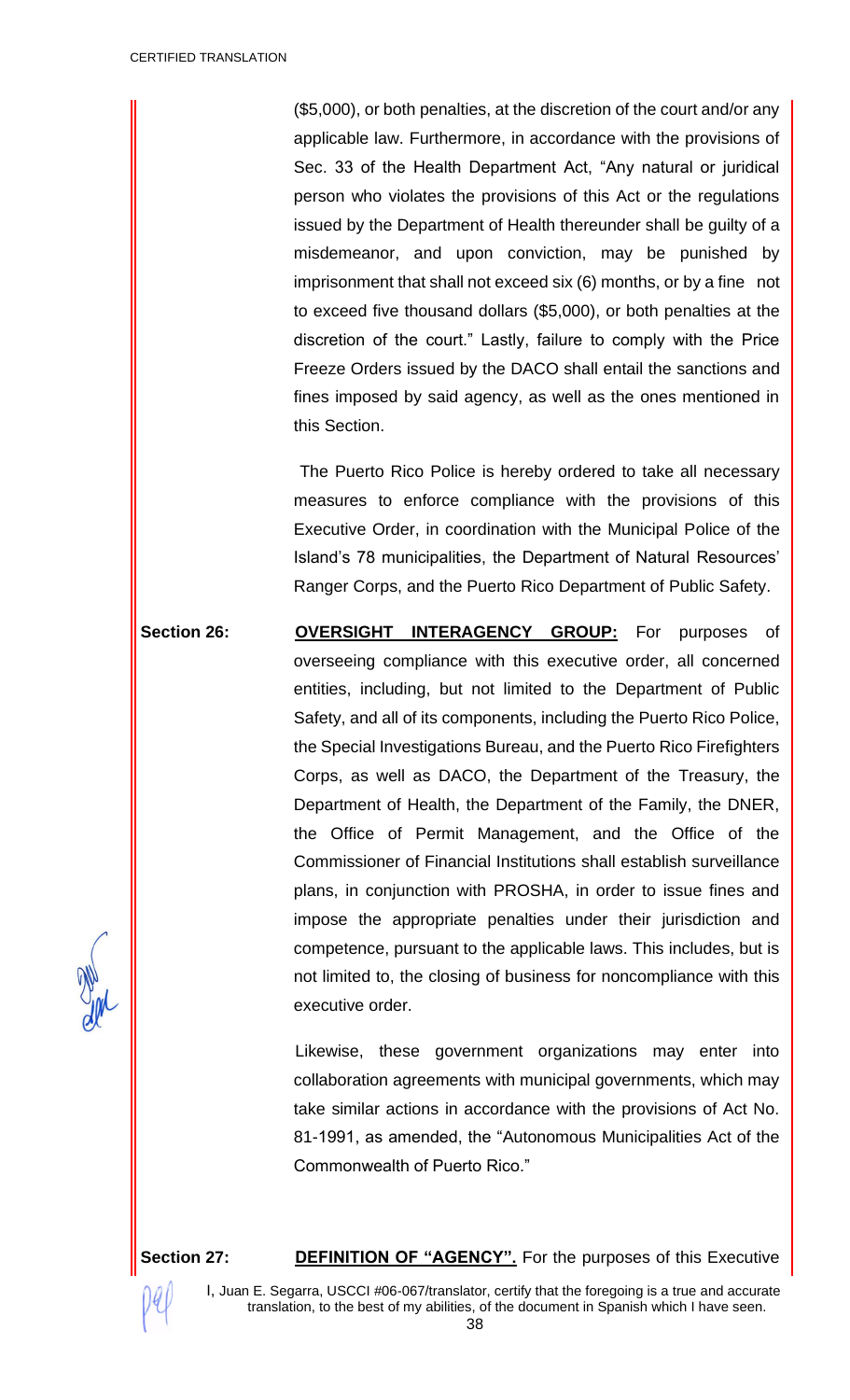($5,000), or both penalties, at the discretion of the court and/or any applicable law. Furthermore, in accordance with the provisions of Sec. 33 of the Health Department Act, "Any natural or juridical person who violates the provisions of this Act or the regulations issued by the Department of Health thereunder shall be guilty of a misdemeanor, and upon conviction, may be punished by imprisonment that shall not exceed six (6) months, or by a fine not to exceed five thousand dollars ($5,000), or both penalties at the discretion of the court." Lastly, failure to comply with the Price Freeze Orders issued by the DACO shall entail the sanctions and fines imposed by said agency, as well as the ones mentioned in this Section.

The Puerto Rico Police is hereby ordered to take all necessary measures to enforce compliance with the provisions of this Executive Order, in coordination with the Municipal Police of the Island's 78 municipalities, the Department of Natural Resources' Ranger Corps, and the Puerto Rico Department of Public Safety.

**Section 26:** **OVERSIGHT INTERAGENCY GROUP:** For purposes of overseeing compliance with this executive order, all concerned entities, including, but not limited to the Department of Public Safety, and all of its components, including the Puerto Rico Police, the Special Investigations Bureau, and the Puerto Rico Firefighters Corps, as well as DACO, the Department of the Treasury, the Department of Health, the Department of the Family, the DNER, the Office of Permit Management, and the Office of the Commissioner of Financial Institutions shall establish surveillance plans, in conjunction with PROSHA, in order to issue fines and impose the appropriate penalties under their jurisdiction and competence, pursuant to the applicable laws. This includes, but is not limited to, the closing of business for noncompliance with this executive order.

Likewise, these government organizations may enter into collaboration agreements with municipal governments, which may take similar actions in accordance with the provisions of Act No. 81-1991, as amended, the "Autonomous Municipalities Act of the Commonwealth of Puerto Rico."

**Section 27:** **DEFINITION OF "AGENCY".** For the purposes of this Executive

I, Juan E. Segarra, USCCI #06-067/translator, certify that the foregoing is a true and accurate translation, to the best of my abilities, of the document in Spanish which I have seen.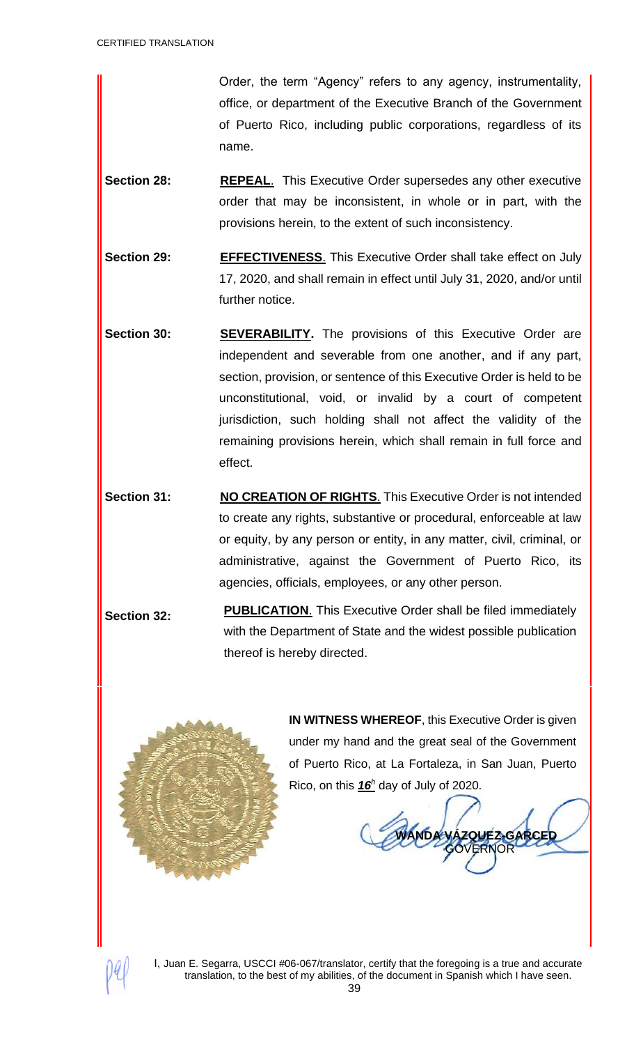Order, the term "Agency" refers to any agency, instrumentality, office, or department of the Executive Branch of the Government of Puerto Rico, including public corporations, regardless of its name.

**Section 28:** **REPEAL**. This Executive Order supersedes any other executive order that may be inconsistent, in whole or in part, with the provisions herein, to the extent of such inconsistency.

**Section 29:** **EFFECTIVENESS**. This Executive Order shall take effect on July 17, 2020, and shall remain in effect until July 31, 2020, and/or until further notice.

**Section 30:** **SEVERABILITY.** The provisions of this Executive Order are independent and severable from one another, and if any part, section, provision, or sentence of this Executive Order is held to be unconstitutional, void, or invalid by a court of competent jurisdiction, such holding shall not affect the validity of the remaining provisions herein, which shall remain in full force and effect.

**Section 31:** **NO CREATION OF RIGHTS**. This Executive Order is not intended to create any rights, substantive or procedural, enforceable at law or equity, by any person or entity, in any matter, civil, criminal, or administrative, against the Government of Puerto Rico, its agencies, officials, employees, or any other person.

**Section 32:** **PUBLICATION**. This Executive Order shall be filed immediately with the Department of State and the widest possible publication thereof is hereby directed.

**IN WITNESS WHEREOF**, this Executive Order is given under my hand and the great seal of the Government of Puerto Rico, at La Fortaleza, in San Juan, Puerto Rico, on this ***16**^h^* day of July of 2020.

**WANDA VÁZQUEZ GARCED**
GOVERNOR

I, Juan E. Segarra, USCCI #06-067/translator, certify that the foregoing is a true and accurate translation, to the best of my abilities, of the document in Spanish which I have seen.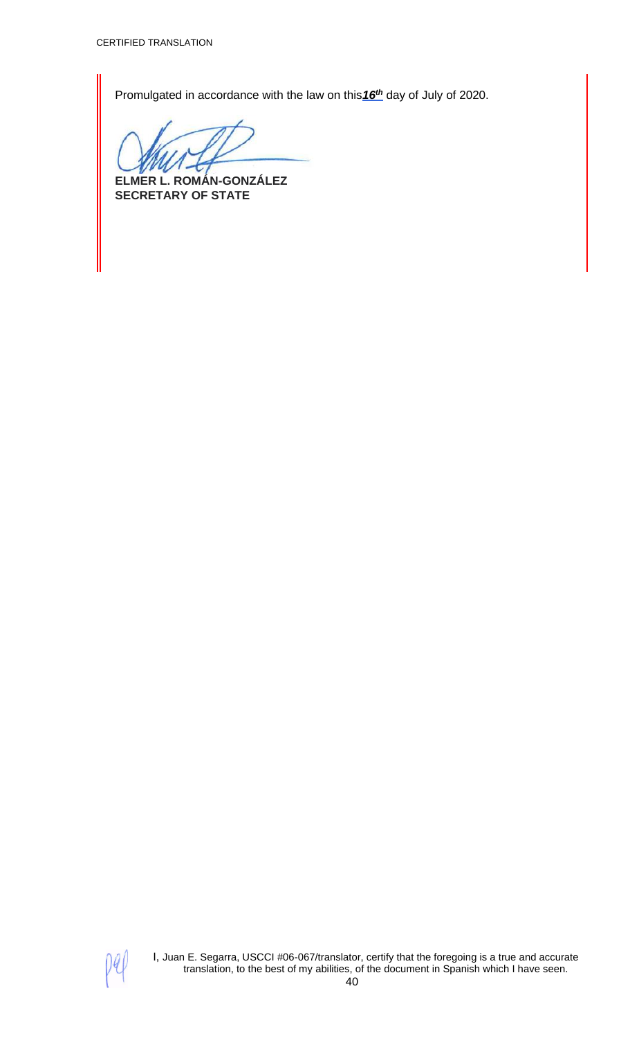CERTIFIED TRANSLATION

Promulgated in accordance with the law on this ***16th*** day of July of 2020.

**ELMER L. ROMÁN-GONZÁLEZ**
**SECRETARY OF STATE**

I, Juan E. Segarra, USCCI #06-067/translator, certify that the foregoing is a true and accurate translation, to the best of my abilities, of the document in Spanish which I have seen.